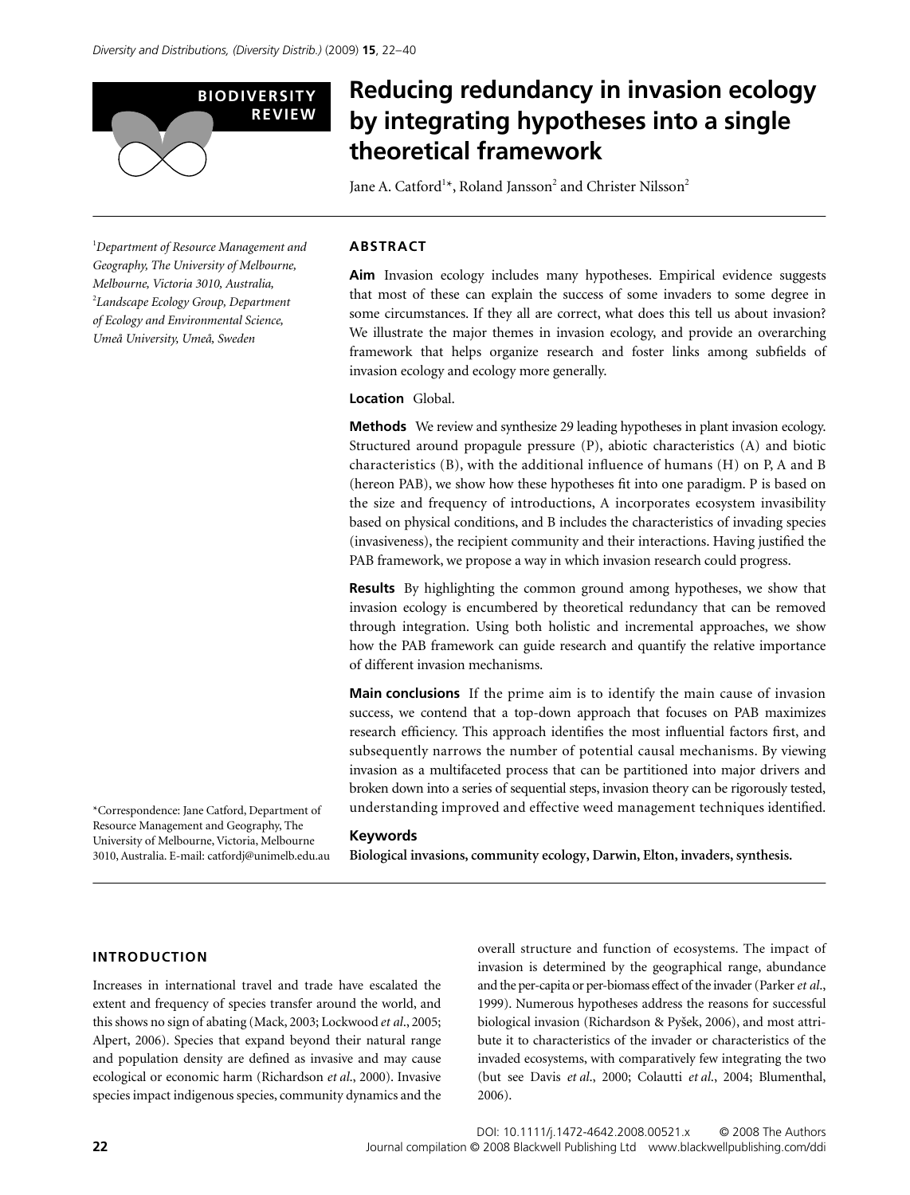BIODIVERSITY REVIEW

# Reducing redundancy in invasion ecology by integrating hypotheses into a single theoretical framework

Jane A. Catford[1]*, Roland Jansson[2] and Christer Nilsson[2]

[1]Department of Resource Management and Geography, The University of Melbourne, Melbourne, Victoria 3010, Australia, [2]Landscape Ecology Group, Department of Ecology and Environmental Science, Umeå University, Umeå, Sweden

*Correspondence: Jane Catford, Department of Resource Management and Geography, The University of Melbourne, Victoria, Melbourne 3010, Australia. E-mail: catfordj@unimelb.edu.au

## ABSTRACT

**Aim** Invasion ecology includes many hypotheses. Empirical evidence suggests that most of these can explain the success of some invaders to some degree in some circumstances. If they all are correct, what does this tell us about invasion? We illustrate the major themes in invasion ecology, and provide an overarching framework that helps organize research and foster links among subfields of invasion ecology and ecology more generally.

**Location** Global.

**Methods** We review and synthesize 29 leading hypotheses in plant invasion ecology. Structured around propagule pressure (P), abiotic characteristics (A) and biotic characteristics (B), with the additional influence of humans (H) on P, A and B (hereon PAB), we show how these hypotheses fit into one paradigm. P is based on the size and frequency of introductions, A incorporates ecosystem invasibility based on physical conditions, and B includes the characteristics of invading species (invasiveness), the recipient community and their interactions. Having justified the PAB framework, we propose a way in which invasion research could progress.

**Results** By highlighting the common ground among hypotheses, we show that invasion ecology is encumbered by theoretical redundancy that can be removed through integration. Using both holistic and incremental approaches, we show how the PAB framework can guide research and quantify the relative importance of different invasion mechanisms.

**Main conclusions** If the prime aim is to identify the main cause of invasion success, we contend that a top-down approach that focuses on PAB maximizes research efficiency. This approach identifies the most influential factors first, and subsequently narrows the number of potential causal mechanisms. By viewing invasion as a multifaceted process that can be partitioned into major drivers and broken down into a series of sequential steps, invasion theory can be rigorously tested, understanding improved and effective weed management techniques identified.

**Keywords**

**Biological invasions, community ecology, Darwin, Elton, invaders, synthesis.**

## INTRODUCTION

Increases in international travel and trade have escalated the extent and frequency of species transfer around the world, and this shows no sign of abating (Mack, 2003; Lockwood *et al*., 2005; Alpert, 2006). Species that expand beyond their natural range and population density are defined as invasive and may cause ecological or economic harm (Richardson *et al*., 2000). Invasive species impact indigenous species, community dynamics and the overall structure and function of ecosystems. The impact of invasion is determined by the geographical range, abundance and the per-capita or per-biomass effect of the invader (Parker *et al*., 1999). Numerous hypotheses address the reasons for successful biological invasion (Richardson & Pyšek, 2006), and most attribute it to characteristics of the invader or characteristics of the invaded ecosystems, with comparatively few integrating the two (but see Davis *et al*., 2000; Colautti *et al*., 2004; Blumenthal, 2006).

DOI: 10.1111/j.1472-4642.2008.00521.x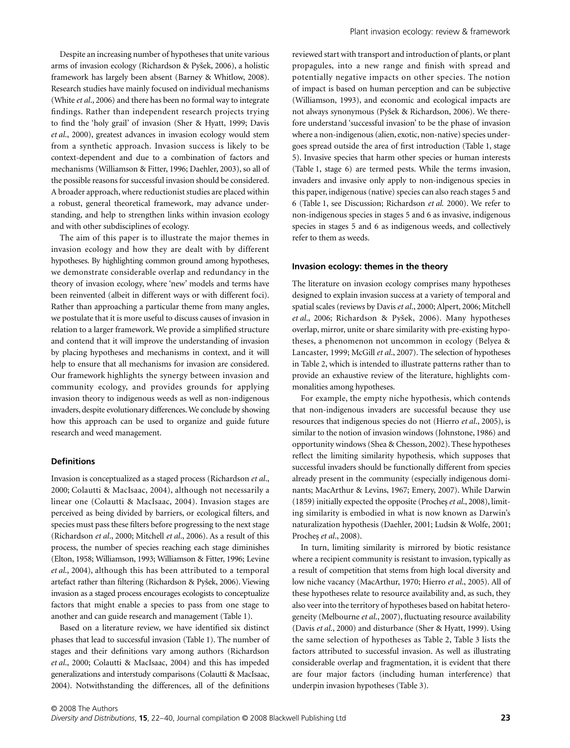Despite an increasing number of hypotheses that unite various arms of invasion ecology (Richardson & Pyšek, 2006), a holistic framework has largely been absent (Barney & Whitlow, 2008). Research studies have mainly focused on individual mechanisms (White *et al*., 2006) and there has been no formal way to integrate findings. Rather than independent research projects trying to find the 'holy grail' of invasion (Sher & Hyatt, 1999; Davis *et al*., 2000), greatest advances in invasion ecology would stem from a synthetic approach. Invasion success is likely to be context-dependent and due to a combination of factors and mechanisms (Williamson & Fitter, 1996; Daehler, 2003), so all of the possible reasons for successful invasion should be considered. A broader approach, where reductionist studies are placed within a robust, general theoretical framework, may advance understanding, and help to strengthen links within invasion ecology and with other subdisciplines of ecology.

The aim of this paper is to illustrate the major themes in invasion ecology and how they are dealt with by different hypotheses. By highlighting common ground among hypotheses, we demonstrate considerable overlap and redundancy in the theory of invasion ecology, where 'new' models and terms have been reinvented (albeit in different ways or with different foci). Rather than approaching a particular theme from many angles, we postulate that it is more useful to discuss causes of invasion in relation to a larger framework. We provide a simplified structure and contend that it will improve the understanding of invasion by placing hypotheses and mechanisms in context, and it will help to ensure that all mechanisms for invasion are considered. Our framework highlights the synergy between invasion and community ecology, and provides grounds for applying invasion theory to indigenous weeds as well as non-indigenous invaders, despite evolutionary differences. We conclude by showing how this approach can be used to organize and guide future research and weed management.

### Definitions

Invasion is conceptualized as a staged process (Richardson *et al*., 2000; Colautti & MacIsaac, 2004), although not necessarily a linear one (Colautti & MacIsaac, 2004). Invasion stages are perceived as being divided by barriers, or ecological filters, and species must pass these filters before progressing to the next stage (Richardson *et al*., 2000; Mitchell *et al*., 2006). As a result of this process, the number of species reaching each stage diminishes (Elton, 1958; Williamson, 1993; Williamson & Fitter, 1996; Levine *et al*., 2004), although this has been attributed to a temporal artefact rather than filtering (Richardson & Pyšek, 2006). Viewing invasion as a staged process encourages ecologists to conceptualize factors that might enable a species to pass from one stage to another and can guide research and management (Table 1).

Based on a literature review, we have identified six distinct phases that lead to successful invasion (Table 1). The number of stages and their definitions vary among authors (Richardson *et al*., 2000; Colautti & MacIsaac, 2004) and this has impeded generalizations and interstudy comparisons (Colautti & MacIsaac, 2004). Notwithstanding the differences, all of the definitions reviewed start with transport and introduction of plants, or plant propagules, into a new range and finish with spread and potentially negative impacts on other species. The notion of impact is based on human perception and can be subjective (Williamson, 1993), and economic and ecological impacts are not always synonymous (Pyšek & Richardson, 2006). We therefore understand 'successful invasion' to be the phase of invasion where a non-indigenous (alien, exotic, non-native) species undergoes spread outside the area of first introduction (Table 1, stage 5). Invasive species that harm other species or human interests (Table 1, stage 6) are termed pests. While the terms invasion, invaders and invasive only apply to non-indigenous species in this paper, indigenous (native) species can also reach stages 5 and 6 (Table 1, see Discussion; Richardson *et al.* 2000). We refer to non-indigenous species in stages 5 and 6 as invasive, indigenous species in stages 5 and 6 as indigenous weeds, and collectively refer to them as weeds.

### Invasion ecology: themes in the theory

The literature on invasion ecology comprises many hypotheses designed to explain invasion success at a variety of temporal and spatial scales (reviews by Davis *et al*., 2000; Alpert, 2006; Mitchell *et al*., 2006; Richardson & Pyšek, 2006). Many hypotheses overlap, mirror, unite or share similarity with pre-existing hypotheses, a phenomenon not uncommon in ecology (Belyea & Lancaster, 1999; McGill *et al*., 2007). The selection of hypotheses in Table 2, which is intended to illustrate patterns rather than to provide an exhaustive review of the literature, highlights commonalities among hypotheses.

For example, the empty niche hypothesis, which contends that non-indigenous invaders are successful because they use resources that indigenous species do not (Hierro *et al*., 2005), is similar to the notion of invasion windows (Johnstone, 1986) and opportunity windows (Shea & Chesson, 2002). These hypotheses reflect the limiting similarity hypothesis, which supposes that successful invaders should be functionally different from species already present in the community (especially indigenous dominants; MacArthur & Levins, 1967; Emery, 2007). While Darwin (1859) initially expected the opposite (Procheş *et al*., 2008), limiting similarity is embodied in what is now known as Darwin's naturalization hypothesis (Daehler, 2001; Ludsin & Wolfe, 2001; Procheş *et al*., 2008).

In turn, limiting similarity is mirrored by biotic resistance where a recipient community is resistant to invasion, typically as a result of competition that stems from high local diversity and low niche vacancy (MacArthur, 1970; Hierro *et al*., 2005). All of these hypotheses relate to resource availability and, as such, they also veer into the territory of hypotheses based on habitat heterogeneity (Melbourne *et al*., 2007), fluctuating resource availability (Davis *et al*., 2000) and disturbance (Sher & Hyatt, 1999). Using the same selection of hypotheses as Table 2, Table 3 lists the factors attributed to successful invasion. As well as illustrating considerable overlap and fragmentation, it is evident that there are four major factors (including human interference) that underpin invasion hypotheses (Table 3).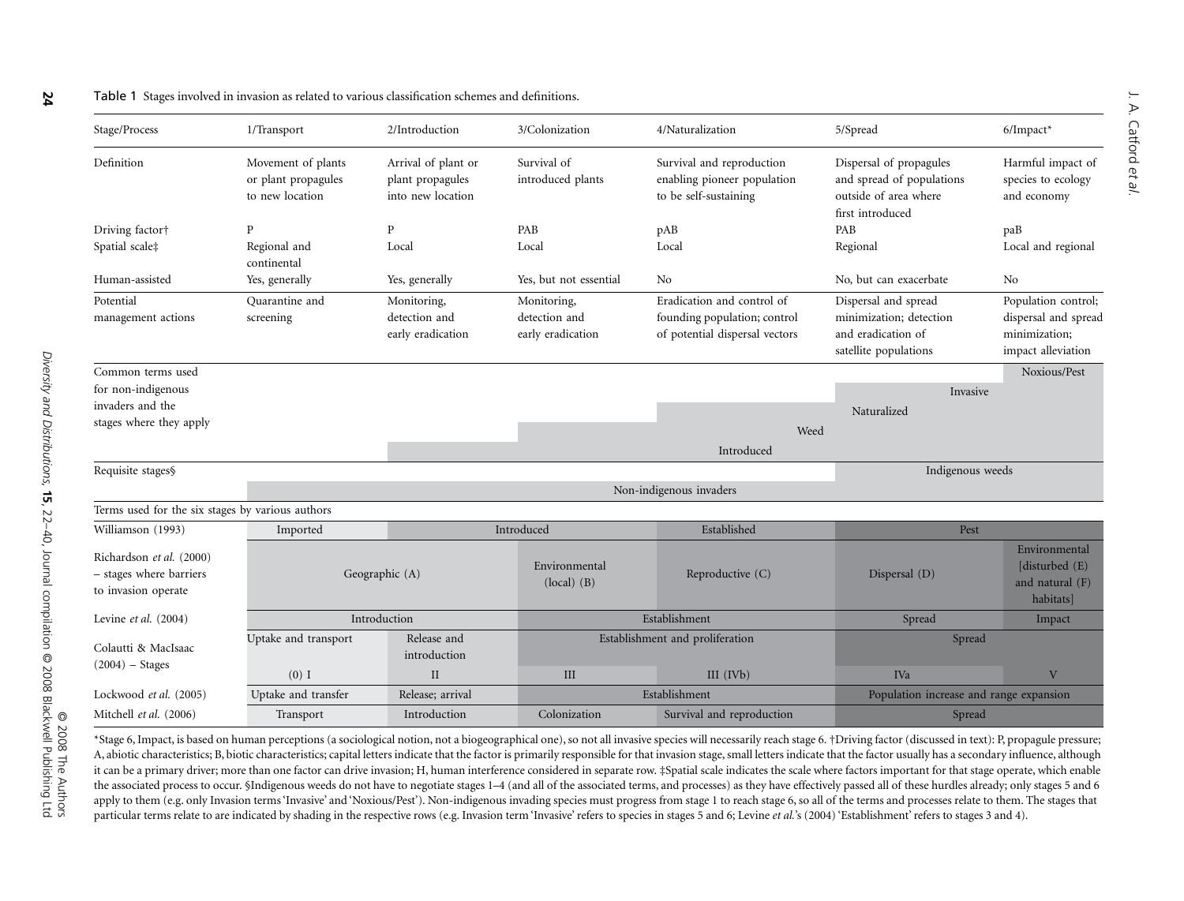Table 1 Stages involved in invasion as related to various classification schemes and definitions.

| Stage/Process | 1/Transport | 2/Introduction | 3/Colonization | 4/Naturalization | 5/Spread | 6/Impact* |
|---|---|---|---|---|---|---|
| Definition | Movement of plants or plant propagules to new location | Arrival of plant or plant propagules into new location | Survival of introduced plants | Survival and reproduction enabling pioneer population to be self-sustaining | Dispersal of propagules and spread of populations outside of area where first introduced | Harmful impact of species to ecology and economy |
| Driving factor† | P | P | PAB | pAB | PAB | paB |
| Spatial scale‡ | Regional and continental | Local | Local | Local | Regional | Local and regional |
| Human-assisted | Yes, generally | Yes, generally | Yes, but not essential | No | No, but can exacerbate | No |
| Potential management actions | Quarantine and screening | Monitoring, detection and early eradication | Monitoring, detection and early eradication | Eradication and control of founding population; control of potential dispersal vectors | Dispersal and spread minimization; detection and eradication of satellite populations | Population control; dispersal and spread minimization; impact alleviation |
| Common terms used for non-indigenous invaders and the stages where they apply: Noxious/Pest | | | | | | Noxious/Pest |
| Invasive | | | | | Invasive | Invasive |
| Naturalized | | | | Naturalized | Naturalized | Naturalized |
| Weed | | | Weed | Weed | Weed | Weed |
| Introduced | | Introduced | Introduced | Introduced | Introduced | Introduced |
| Requisite stages§: Indigenous weeds | | | | | Indigenous weeds | Indigenous weeds |
| Non-indigenous invaders | Non-indigenous invaders | Non-indigenous invaders | Non-indigenous invaders | Non-indigenous invaders | Non-indigenous invaders | Non-indigenous invaders |
| **Terms used for the six stages by various authors** | | | | | | |
| Williamson (1993) | Imported | Introduced | Introduced | Established | Pest | Pest |
| Richardson *et al.* (2000) – stages where barriers to invasion operate | Geographic (A) | Geographic (A) | Environmental (local) (B) | Reproductive (C) | Dispersal (D) | Environmental [disturbed (E) and natural (F) habitats] |
| Levine *et al.* (2004) | Introduction | Introduction | Establishment | Establishment | Spread | Impact |
| Colautti & MacIsaac (2004) – Stages | Uptake and transport (0) I | Release and introduction II | Establishment and proliferation III | Establishment and proliferation III (IVb) | Spread IVa | Spread V |
| Lockwood *et al.* (2005) | Uptake and transfer | Release; arrival | Establishment | Establishment | Population increase and range expansion | Population increase and range expansion |
| Mitchell *et al.* (2006) | Transport | Introduction | Colonization | Survival and reproduction | Spread | Spread |

*Stage 6, Impact, is based on human perceptions (a sociological notion, not a biogeographical one), so not all invasive species will necessarily reach stage 6. †Driving factor (discussed in text): P, propagule pressure; A, abiotic characteristics; B, biotic characteristics; capital letters indicate that the factor is primarily responsible for that invasion stage, small letters indicate that the factor usually has a secondary influence, although it can be a primary driver; more than one factor can drive invasion; H, human interference considered in separate row. ‡Spatial scale indicates the scale where factors important for that stage operate, which enable the associated process to occur. §Indigenous weeds do not have to negotiate stages 1–4 (and all of the associated terms, and processes) as they have effectively passed all of these hurdles already; only stages 5 and 6 apply to them (e.g. only Invasion terms 'Invasive' and 'Noxious/Pest'). Non-indigenous invading species must progress from stage 1 to reach stage 6, so all of the terms and processes relate to them. The stages that particular terms relate to are indicated by shading in the respective rows (e.g. Invasion term 'Invasive' refers to species in stages 5 and 6; Levine *et al.*'s (2004) 'Establishment' refers to stages 3 and 4).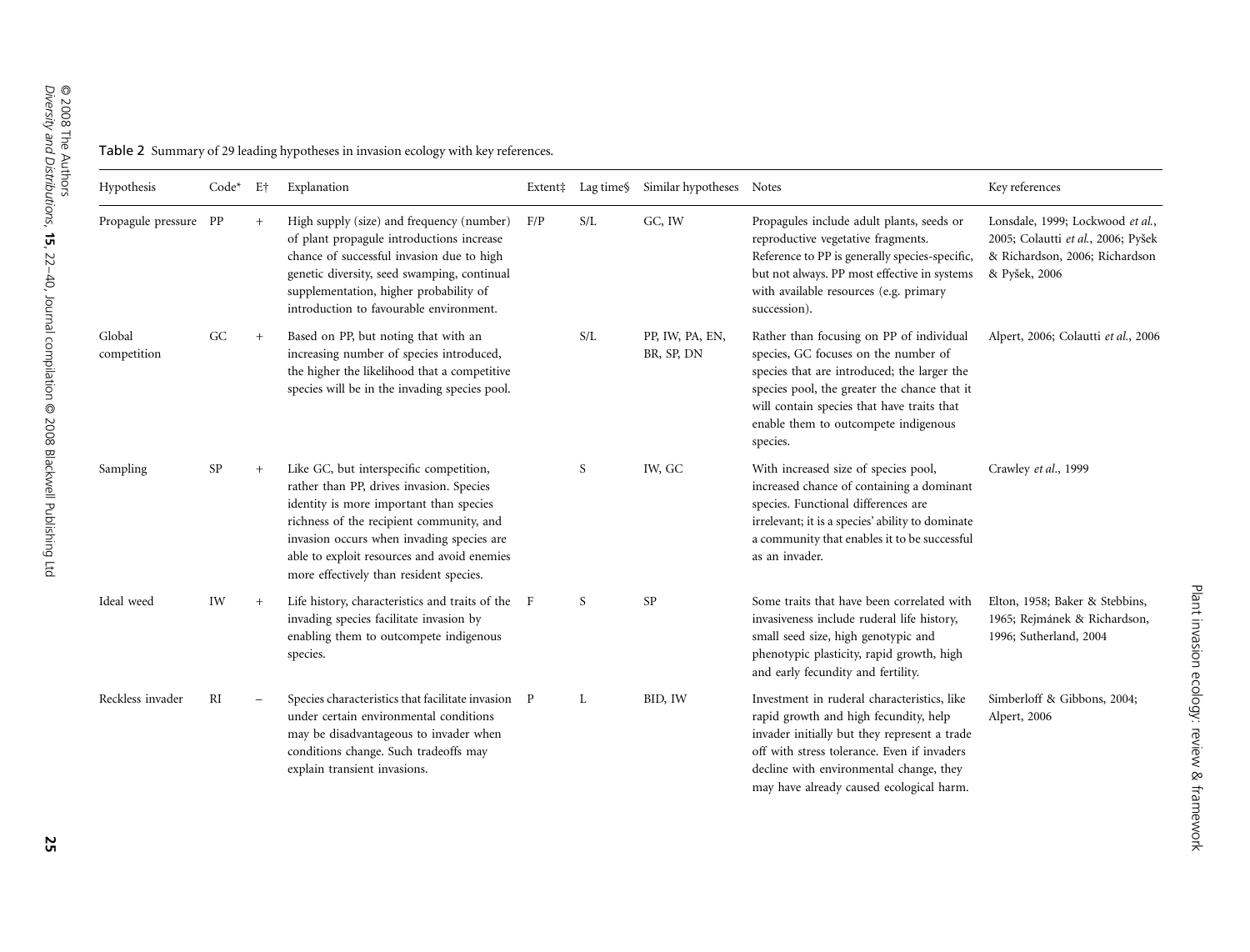Table 2 Summary of 29 leading hypotheses in invasion ecology with key references.

| Hypothesis | Code* | E† | Explanation | Extent‡ | Lag time§ | Similar hypotheses | Notes | Key references |
|---|---|---|---|---|---|---|---|---|
| Propagule pressure | PP | + | High supply (size) and frequency (number) of plant propagule introductions increase chance of successful invasion due to high genetic diversity, seed swamping, continual supplementation, higher probability of introduction to favourable environment. | F/P | S/L | GC, IW | Propagules include adult plants, seeds or reproductive vegetative fragments. Reference to PP is generally species-specific, but not always. PP most effective in systems with available resources (e.g. primary succession). | Lonsdale, 1999; Lockwood *et al.*, 2005; Colautti *et al.*, 2006; Pyšek & Richardson, 2006; Richardson & Pyšek, 2006 |
| Global competition | GC | + | Based on PP, but noting that with an increasing number of species introduced, the higher the likelihood that a competitive species will be in the invading species pool. | | S/L | PP, IW, PA, EN, BR, SP, DN | Rather than focusing on PP of individual species, GC focuses on the number of species that are introduced; the larger the species pool, the greater the chance that it will contain species that have traits that enable them to outcompete indigenous species. | Alpert, 2006; Colautti *et al.*, 2006 |
| Sampling | SP | + | Like GC, but interspecific competition, rather than PP, drives invasion. Species identity is more important than species richness of the recipient community, and invasion occurs when invading species are able to exploit resources and avoid enemies more effectively than resident species. | | S | IW, GC | With increased size of species pool, increased chance of containing a dominant species. Functional differences are irrelevant; it is a species' ability to dominate a community that enables it to be successful as an invader. | Crawley *et al.*, 1999 |
| Ideal weed | IW | + | Life history, characteristics and traits of the invading species facilitate invasion by enabling them to outcompete indigenous species. | F | S | SP | Some traits that have been correlated with invasiveness include ruderal life history, small seed size, high genotypic and phenotypic plasticity, rapid growth, high and early fecundity and fertility. | Elton, 1958; Baker & Stebbins, 1965; Rejmánek & Richardson, 1996; Sutherland, 2004 |
| Reckless invader | RI | – | Species characteristics that facilitate invasion under certain environmental conditions may be disadvantageous to invader when conditions change. Such tradeoffs may explain transient invasions. | P | L | BID, IW | Investment in ruderal characteristics, like rapid growth and high fecundity, help invader initially but they represent a trade off with stress tolerance. Even if invaders decline with environmental change, they may have already caused ecological harm. | Simberloff & Gibbons, 2004; Alpert, 2006 |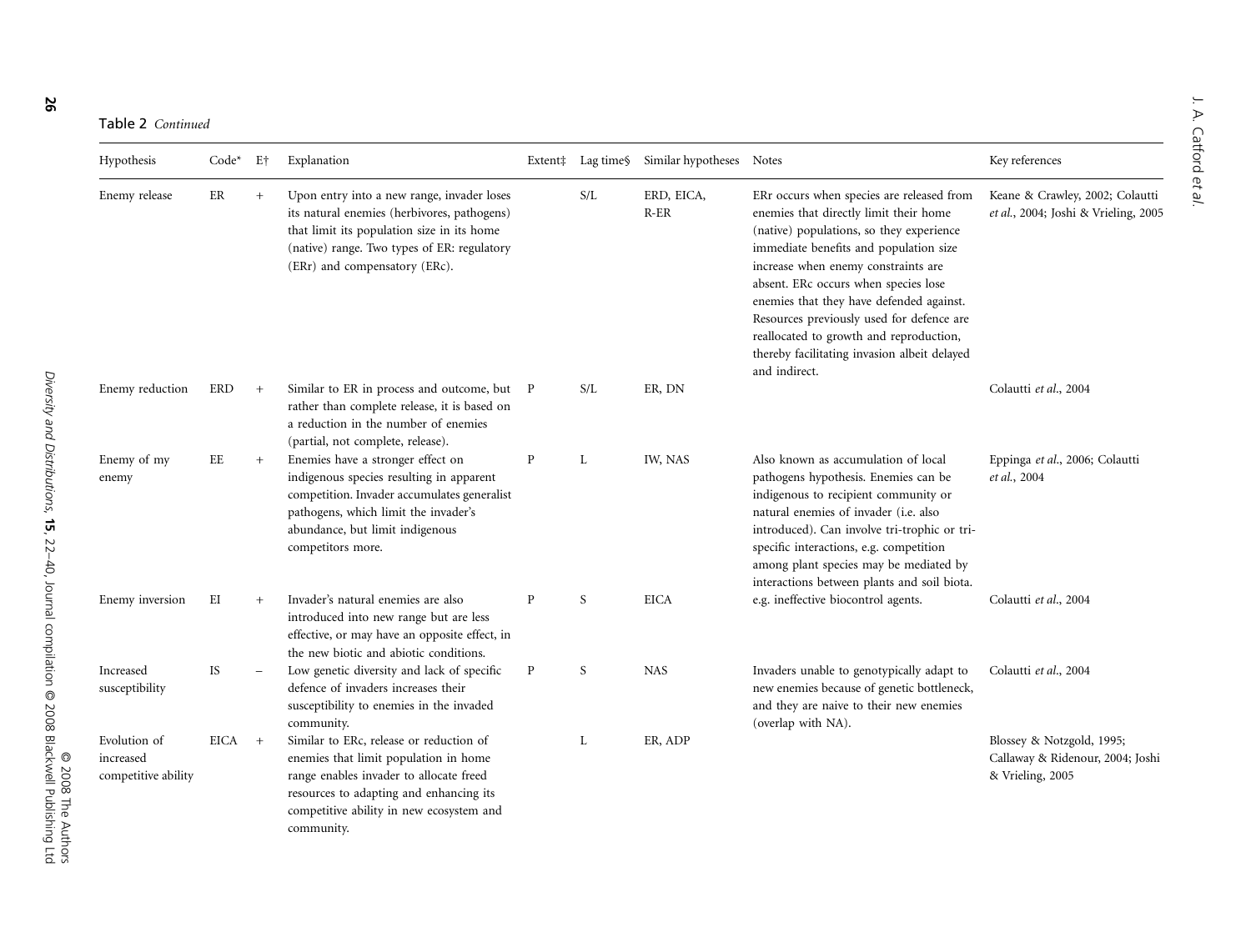Table 2 *Continued*

| Hypothesis | Code* | E† | Explanation | Extent‡ | Lag time§ | Similar hypotheses | Notes | Key references |
|---|---|---|---|---|---|---|---|---|
| Enemy release | ER | + | Upon entry into a new range, invader loses its natural enemies (herbivores, pathogens) that limit its population size in its home (native) range. Two types of ER: regulatory (ERr) and compensatory (ERc). | | S/L | ERD, EICA, R-ER | ERr occurs when species are released from enemies that directly limit their home (native) populations, so they experience immediate benefits and population size increase when enemy constraints are absent. ERc occurs when species lose enemies that they have defended against. Resources previously used for defence are reallocated to growth and reproduction, thereby facilitating invasion albeit delayed and indirect. | Keane & Crawley, 2002; Colautti *et al.*, 2004; Joshi & Vrieling, 2005 |
| Enemy reduction | ERD | + | Similar to ER in process and outcome, but rather than complete release, it is based on a reduction in the number of enemies (partial, not complete, release). | P | S/L | ER, DN | | Colautti *et al.*, 2004 |
| Enemy of my enemy | EE | + | Enemies have a stronger effect on indigenous species resulting in apparent competition. Invader accumulates generalist pathogens, which limit the invader's abundance, but limit indigenous competitors more. | P | L | IW, NAS | Also known as accumulation of local pathogens hypothesis. Enemies can be indigenous to recipient community or natural enemies of invader (i.e. also introduced). Can involve tri-trophic or tri-specific interactions, e.g. competition among plant species may be mediated by interactions between plants and soil biota. | Eppinga *et al.*, 2006; Colautti *et al.*, 2004 |
| Enemy inversion | EI | + | Invader's natural enemies are also introduced into new range but are less effective, or may have an opposite effect, in the new biotic and abiotic conditions. | P | S | EICA | e.g. ineffective biocontrol agents. | Colautti *et al.*, 2004 |
| Increased susceptibility | IS | – | Low genetic diversity and lack of specific defence of invaders increases their susceptibility to enemies in the invaded community. | P | S | NAS | Invaders unable to genotypically adapt to new enemies because of genetic bottleneck, and they are naive to their new enemies (overlap with NA). | Colautti *et al.*, 2004 |
| Evolution of increased competitive ability | EICA | + | Similar to ERc, release or reduction of enemies that limit population in home range enables invader to allocate freed resources to adapting and enhancing its competitive ability in new ecosystem and community. | | L | ER, ADP | | Blossey & Notzgold, 1995; Callaway & Ridenour, 2004; Joshi & Vrieling, 2005 |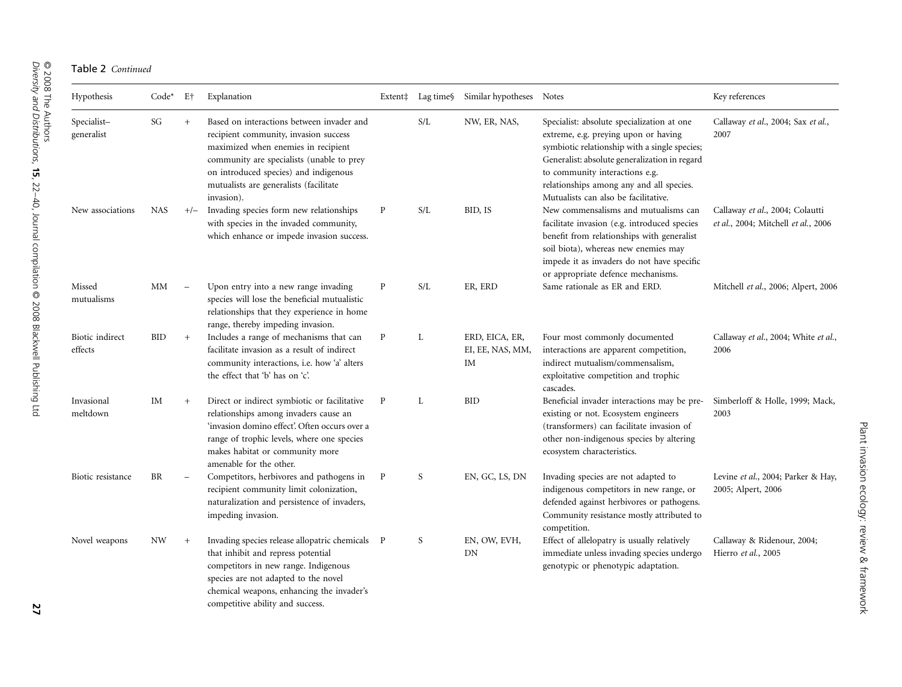Table 2 *Continued*

| Hypothesis | Code* | E† | Explanation | Extent‡ | Lag time§ | Similar hypotheses | Notes | Key references |
|---|---|---|---|---|---|---|---|---|
| Specialist–generalist | SG | + | Based on interactions between invader and recipient community, invasion success maximized when enemies in recipient community are specialists (unable to prey on introduced species) and indigenous mutualists are generalists (facilitate invasion). | | S/L | NW, ER, NAS, | Specialist: absolute specialization at one extreme, e.g. preying upon or having symbiotic relationship with a single species; Generalist: absolute generalization in regard to community interactions e.g. relationships among any and all species. Mutualists can also be facilitative. | Callaway *et al.*, 2004; Sax *et al.*, 2007 |
| New associations | NAS | +/– | Invading species form new relationships with species in the invaded community, which enhance or impede invasion success. | P | S/L | BID, IS | New commensalisms and mutualisms can facilitate invasion (e.g. introduced species benefit from relationships with generalist soil biota), whereas new enemies may impede it as invaders do not have specific or appropriate defence mechanisms. | Callaway *et al.*, 2004; Colautti *et al.*, 2004; Mitchell *et al.*, 2006 |
| Missed mutualisms | MM | – | Upon entry into a new range invading species will lose the beneficial mutualistic relationships that they experience in home range, thereby impeding invasion. | P | S/L | ER, ERD | Same rationale as ER and ERD. | Mitchell *et al.*, 2006; Alpert, 2006 |
| Biotic indirect effects | BID | + | Includes a range of mechanisms that can facilitate invasion as a result of indirect community interactions, i.e. how 'a' alters the effect that 'b' has on 'c'. | P | L | ERD, EICA, ER, EI, EE, NAS, MM, IM | Four most commonly documented interactions are apparent competition, indirect mutualism/commensalism, exploitative competition and trophic cascades. | Callaway *et al.*, 2004; White *et al.*, 2006 |
| Invasional meltdown | IM | + | Direct or indirect symbiotic or facilitative relationships among invaders cause an 'invasion domino effect'. Often occurs over a range of trophic levels, where one species makes habitat or community more amenable for the other. | P | L | BID | Beneficial invader interactions may be pre-existing or not. Ecosystem engineers (transformers) can facilitate invasion of other non-indigenous species by altering ecosystem characteristics. | Simberloff & Holle, 1999; Mack, 2003 |
| Biotic resistance | BR | – | Competitors, herbivores and pathogens in recipient community limit colonization, naturalization and persistence of invaders, impeding invasion. | P | S | EN, GC, LS, DN | Invading species are not adapted to indigenous competitors in new range, or defended against herbivores or pathogens. Community resistance mostly attributed to competition. | Levine *et al.*, 2004; Parker & Hay, 2005; Alpert, 2006 |
| Novel weapons | NW | + | Invading species release allopatric chemicals that inhibit and repress potential competitors in new range. Indigenous species are not adapted to the novel chemical weapons, enhancing the invader's competitive ability and success. | P | S | EN, OW, EVH, DN | Effect of allelopatry is usually relatively immediate unless invading species undergo genotypic or phenotypic adaptation. | Callaway & Ridenour, 2004; Hierro *et al.*, 2005 |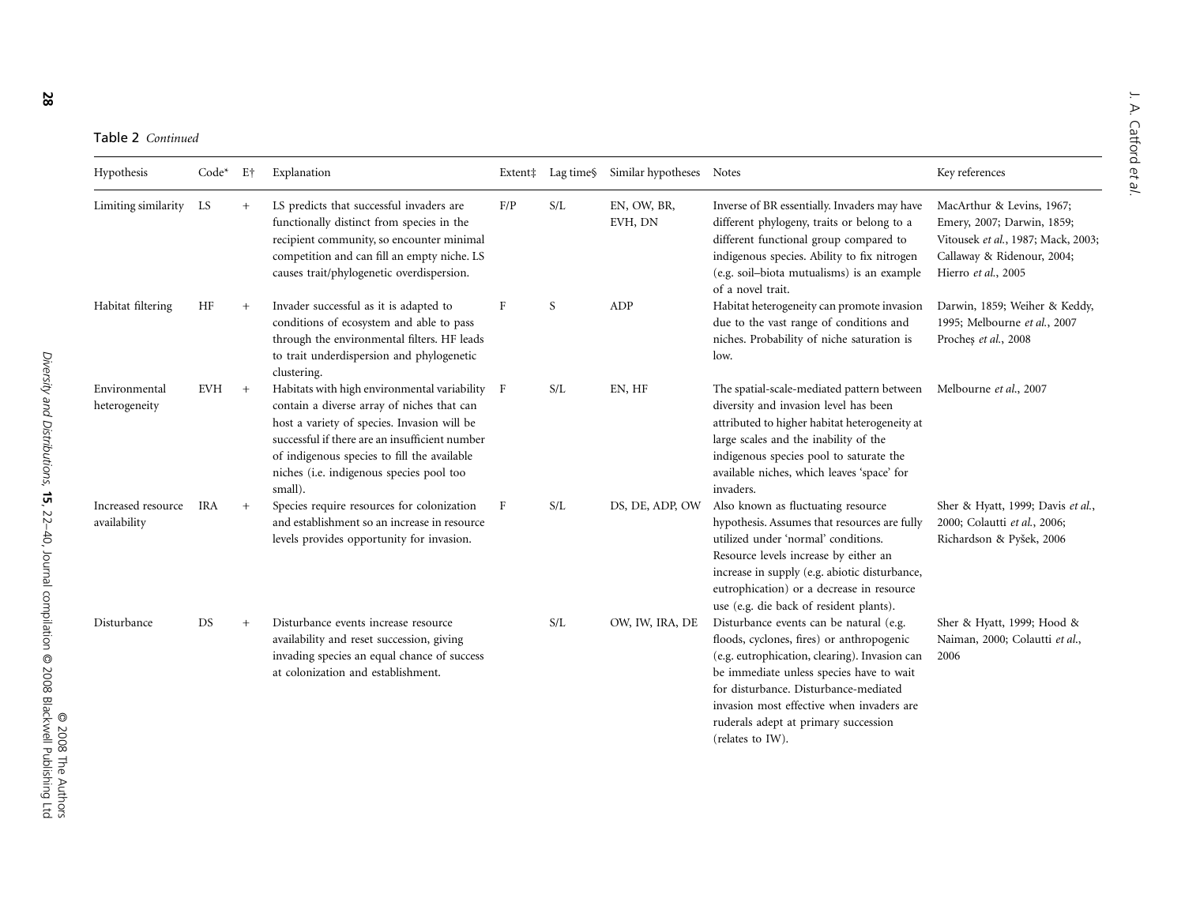Table 2 *Continued*

| Hypothesis | Code* | E† | Explanation | Extent‡ | Lag time§ | Similar hypotheses | Notes | Key references |
|---|---|---|---|---|---|---|---|---|
| Limiting similarity | LS | + | LS predicts that successful invaders are functionally distinct from species in the recipient community, so encounter minimal competition and can fill an empty niche. LS causes trait/phylogenetic overdispersion. | F/P | S/L | EN, OW, BR, EVH, DN | Inverse of BR essentially. Invaders may have different phylogeny, traits or belong to a different functional group compared to indigenous species. Ability to fix nitrogen (e.g. soil–biota mutualisms) is an example of a novel trait. | MacArthur & Levins, 1967; Emery, 2007; Darwin, 1859; Vitousek *et al.*, 1987; Mack, 2003; Callaway & Ridenour, 2004; Hierro *et al.*, 2005 |
| Habitat filtering | HF | + | Invader successful as it is adapted to conditions of ecosystem and able to pass through the environmental filters. HF leads to trait underdispersion and phylogenetic clustering. | F | S | ADP | Habitat heterogeneity can promote invasion due to the vast range of conditions and niches. Probability of niche saturation is low. | Darwin, 1859; Weiher & Keddy, 1995; Melbourne *et al.*, 2007 Procheș *et al.*, 2008 |
| Environmental heterogeneity | EVH | + | Habitats with high environmental variability contain a diverse array of niches that can host a variety of species. Invasion will be successful if there are an insufficient number of indigenous species to fill the available niches (i.e. indigenous species pool too small). | F | S/L | EN, HF | The spatial-scale-mediated pattern between diversity and invasion level has been attributed to higher habitat heterogeneity at large scales and the inability of the indigenous species pool to saturate the available niches, which leaves 'space' for invaders. | Melbourne *et al.*, 2007 |
| Increased resource availability | IRA | + | Species require resources for colonization and establishment so an increase in resource levels provides opportunity for invasion. | F | S/L | DS, DE, ADP, OW | Also known as fluctuating resource hypothesis. Assumes that resources are fully utilized under 'normal' conditions. Resource levels increase by either an increase in supply (e.g. abiotic disturbance, eutrophication) or a decrease in resource use (e.g. die back of resident plants). | Sher & Hyatt, 1999; Davis *et al.*, 2000; Colautti *et al.*, 2006; Richardson & Pyšek, 2006 |
| Disturbance | DS | + | Disturbance events increase resource availability and reset succession, giving invading species an equal chance of success at colonization and establishment. | | S/L | OW, IW, IRA, DE | Disturbance events can be natural (e.g. floods, cyclones, fires) or anthropogenic (e.g. eutrophication, clearing). Invasion can be immediate unless species have to wait for disturbance. Disturbance-mediated invasion most effective when invaders are ruderals adept at primary succession (relates to IW). | Sher & Hyatt, 1999; Hood & Naiman, 2000; Colautti *et al.*, 2006 |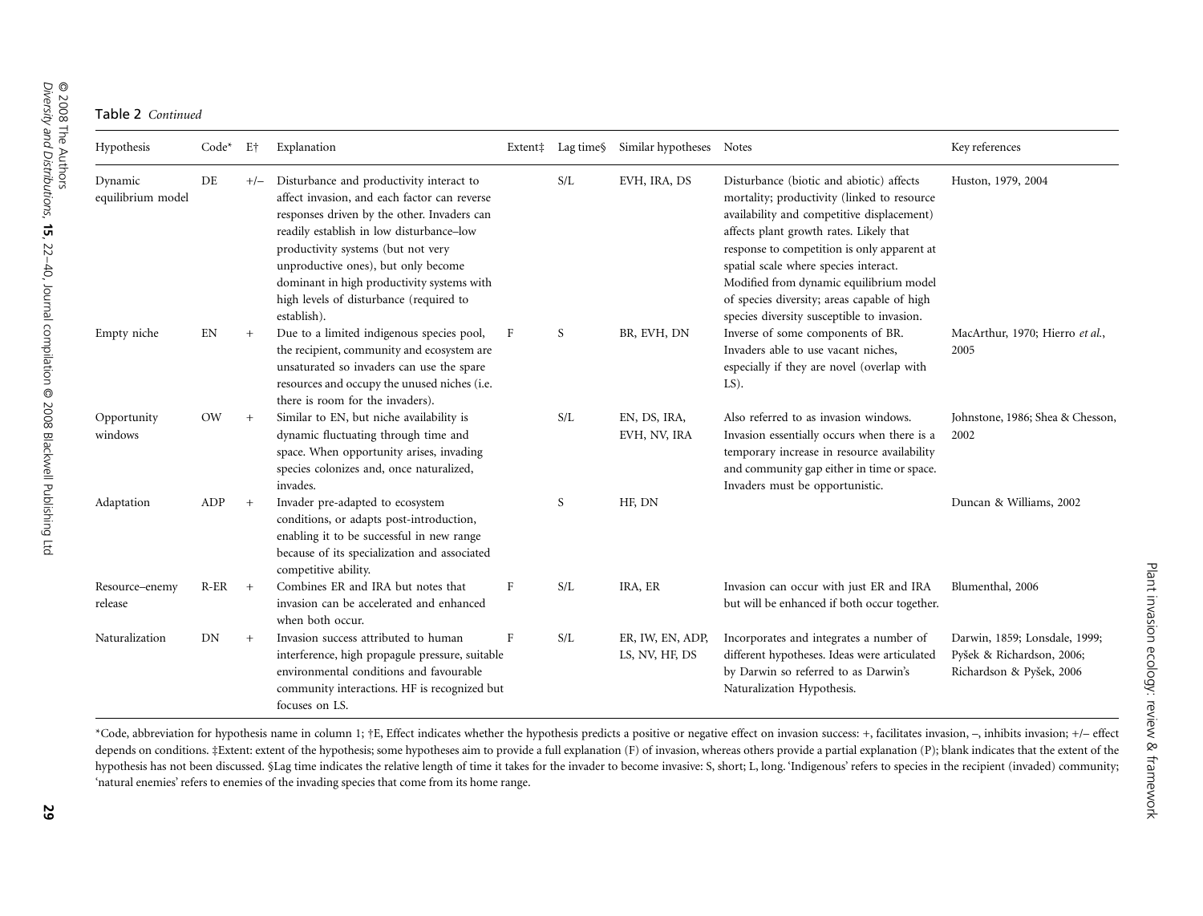**Table 2** *Continued*

| Hypothesis | Code* | E† | Explanation | Extent‡ | Lag time§ | Similar hypotheses | Notes | Key references |
|---|---|---|---|---|---|---|---|---|
| Dynamic equilibrium model | DE | +/– | Disturbance and productivity interact to affect invasion, and each factor can reverse responses driven by the other. Invaders can readily establish in low disturbance–low productivity systems (but not very unproductive ones), but only become dominant in high productivity systems with high levels of disturbance (required to establish). | | S/L | EVH, IRA, DS | Disturbance (biotic and abiotic) affects mortality; productivity (linked to resource availability and competitive displacement) affects plant growth rates. Likely that response to competition is only apparent at spatial scale where species interact. Modified from dynamic equilibrium model of species diversity; areas capable of high species diversity susceptible to invasion. | Huston, 1979, 2004 |
| Empty niche | EN | + | Due to a limited indigenous species pool, the recipient, community and ecosystem are unsaturated so invaders can use the spare resources and occupy the unused niches (i.e. there is room for the invaders). | F | S | BR, EVH, DN | Inverse of some components of BR. Invaders able to use vacant niches, especially if they are novel (overlap with LS). | MacArthur, 1970; Hierro *et al.*, 2005 |
| Opportunity windows | OW | + | Similar to EN, but niche availability is dynamic fluctuating through time and space. When opportunity arises, invading species colonizes and, once naturalized, invades. | | S/L | EN, DS, IRA, EVH, NV, IRA | Also referred to as invasion windows. Invasion essentially occurs when there is a temporary increase in resource availability and community gap either in time or space. Invaders must be opportunistic. | Johnstone, 1986; Shea & Chesson, 2002 |
| Adaptation | ADP | + | Invader pre-adapted to ecosystem conditions, or adapts post-introduction, enabling it to be successful in new range because of its specialization and associated competitive ability. | | S | HF, DN | | Duncan & Williams, 2002 |
| Resource–enemy release | R-ER | + | Combines ER and IRA but notes that invasion can be accelerated and enhanced when both occur. | F | S/L | IRA, ER | Invasion can occur with just ER and IRA but will be enhanced if both occur together. | Blumenthal, 2006 |
| Naturalization | DN | + | Invasion success attributed to human interference, high propagule pressure, suitable environmental conditions and favourable community interactions. HF is recognized but focuses on LS. | F | S/L | ER, IW, EN, ADP, LS, NV, HF, DS | Incorporates and integrates a number of different hypotheses. Ideas were articulated by Darwin so referred to as Darwin's Naturalization Hypothesis. | Darwin, 1859; Lonsdale, 1999; Pyšek & Richardson, 2006; Richardson & Pyšek, 2006 |

*Code, abbreviation for hypothesis name in column 1; †E, Effect indicates whether the hypothesis predicts a positive or negative effect on invasion success: +, facilitates invasion, –, inhibits invasion; +/– effect depends on conditions. ‡Extent: extent of the hypothesis; some hypotheses aim to provide a full explanation (F) of invasion, whereas others provide a partial explanation (P); blank indicates that the extent of the hypothesis has not been discussed. §Lag time indicates the relative length of time it takes for the invader to become invasive: S, short; L, long. 'Indigenous' refers to species in the recipient (invaded) community; 'natural enemies' refers to enemies of the invading species that come from its home range.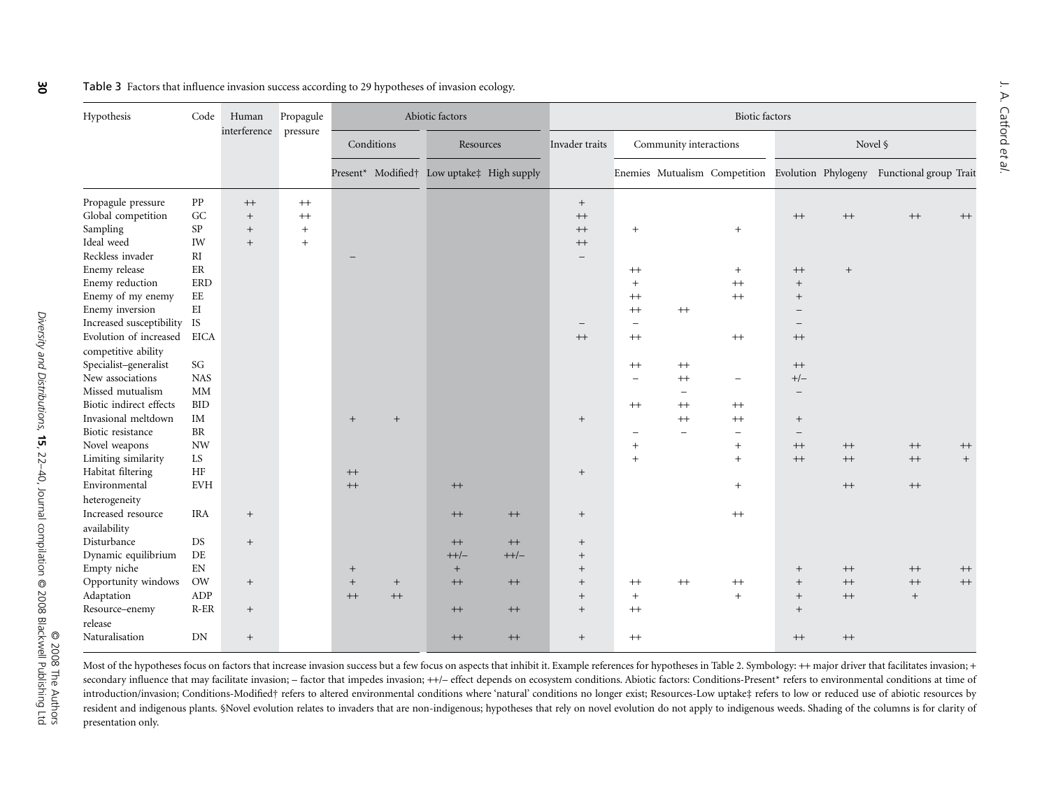Table 3 Factors that influence invasion success according to 29 hypotheses of invasion ecology.

| Hypothesis | Code | Human interference | Propagule pressure | Abiotic factors | | | | Biotic factors | | | | | | | |
|---|---|---|---|---|---|---|---|---|---|---|---|---|---|---|---|
| | | | | Conditions | | Resources | | Invader traits | Community interactions | | | Novel § | | | |
| | | | | Present* | Modified† | Low uptake‡ | High supply | | Enemies | Mutualism | Competition | Evolution | Phylogeny | Functional group | Trait |
| Propagule pressure | PP | ++ | ++ | | | | | + | | | | | | | |
| Global competition | GC | + | ++ | | | | | ++ | | | | ++ | ++ | ++ | ++ |
| Sampling | SP | + | + | | | | | ++ | + | | + | | | | |
| Ideal weed | IW | + | + | | | | | ++ | | | | | | | |
| Reckless invader | RI | | | – | | | | – | | | | | | | |
| Enemy release | ER | | | | | | | | ++ | | + | ++ | + | | |
| Enemy reduction | ERD | | | | | | | | + | | ++ | + | | | |
| Enemy of my enemy | EE | | | | | | | | ++ | | ++ | + | | | |
| Enemy inversion | EI | | | | | | | | ++ | ++ | | – | | | |
| Increased susceptibility | IS | | | | | | | – | – | | | – | | | |
| Evolution of increased competitive ability | EICA | | | | | | | ++ | ++ | | ++ | ++ | | | |
| Specialist–generalist | SG | | | | | | | | ++ | ++ | | ++ | | | |
| New associations | NAS | | | | | | | | – | ++ | – | +/– | | | |
| Missed mutualism | MM | | | | | | | | | – | | – | | | |
| Biotic indirect effects | BID | | | | | | | | ++ | ++ | ++ | | | | |
| Invasional meltdown | IM | | | + | + | | | + | | ++ | ++ | + | | | |
| Biotic resistance | BR | | | | | | | | – | – | – | – | | | |
| Novel weapons | NW | | | | | | | | + | | + | ++ | ++ | ++ | ++ |
| Limiting similarity | LS | | | | | | | | + | | + | ++ | ++ | ++ | + |
| Habitat filtering | HF | | | ++ | | | | + | | | | | | | |
| Environmental heterogeneity | EVH | | | ++ | | ++ | | | | | + | | ++ | ++ | |
| Increased resource availability | IRA | + | | | | ++ | ++ | + | | | ++ | | | | |
| Disturbance | DS | + | | | | ++ | ++ | + | | | | | | | |
| Dynamic equilibrium | DE | | | | | ++/– | ++/– | + | | | | | | | |
| Empty niche | EN | | | + | | + | | + | | | | + | ++ | ++ | ++ |
| Opportunity windows | OW | + | | + | + | ++ | ++ | + | ++ | ++ | ++ | + | ++ | ++ | ++ |
| Adaptation | ADP | | | ++ | ++ | | | + | + | | + | + | ++ | + | |
| Resource–enemy release | R-ER | + | | | | ++ | ++ | + | ++ | | | + | | | |
| Naturalisation | DN | + | | | | ++ | ++ | + | ++ | | | ++ | ++ | | |

Most of the hypotheses focus on factors that increase invasion success but a few focus on aspects that inhibit it. Example references for hypotheses in Table 2. Symbology: ++ major driver that facilitates invasion; + secondary influence that may facilitate invasion; – factor that impedes invasion; ++/– effect depends on ecosystem conditions. Abiotic factors: Conditions-Present* refers to environmental conditions at time of introduction/invasion; Conditions-Modified† refers to altered environmental conditions where 'natural' conditions no longer exist; Resources-Low uptake‡ refers to low or reduced use of abiotic resources by resident and indigenous plants. §Novel evolution relates to invaders that are non-indigenous; hypotheses that rely on novel evolution do not apply to indigenous weeds. Shading of the columns is for clarity of presentation only.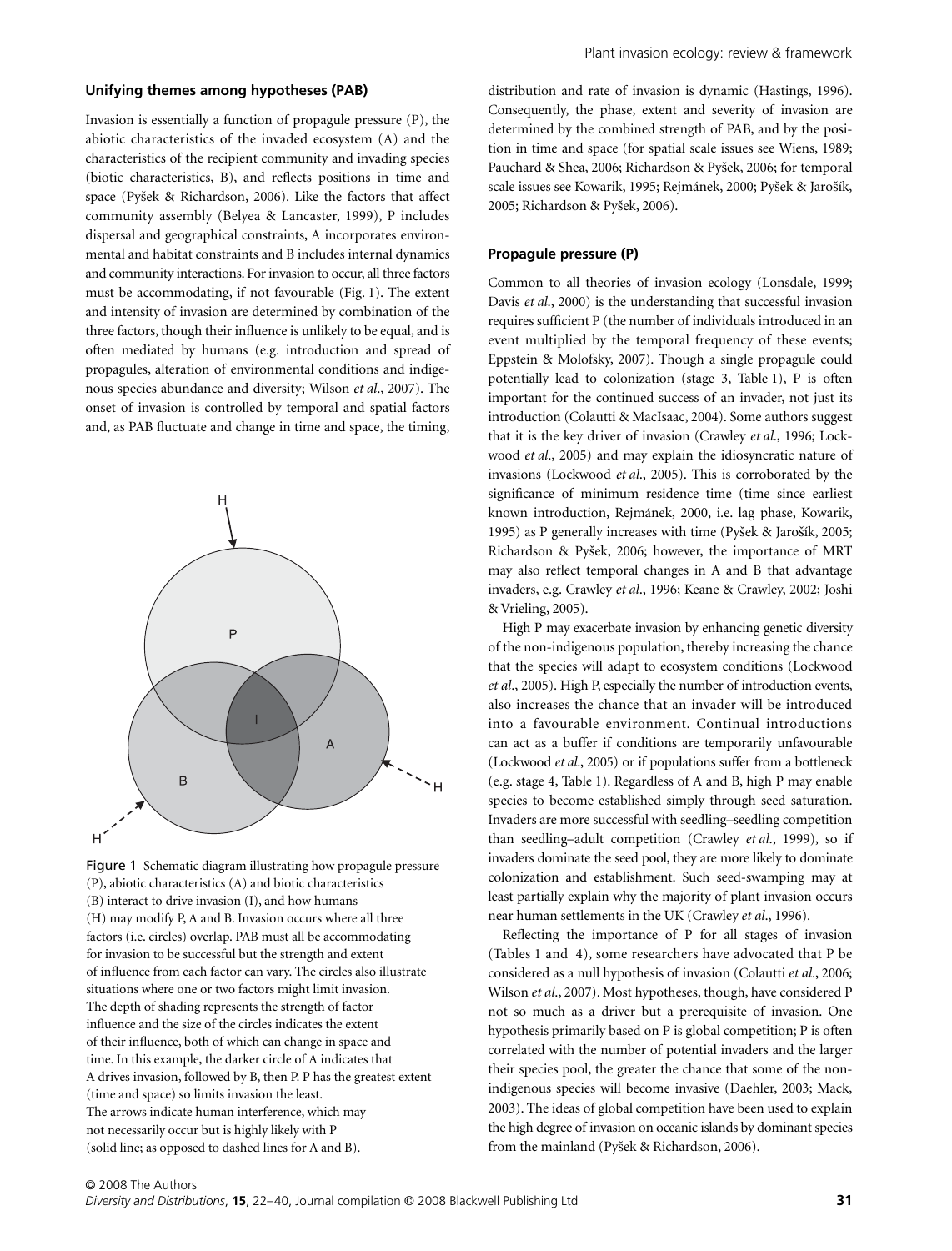### Unifying themes among hypotheses (PAB)

Invasion is essentially a function of propagule pressure (P), the abiotic characteristics of the invaded ecosystem (A) and the characteristics of the recipient community and invading species (biotic characteristics, B), and reflects positions in time and space (Pyšek & Richardson, 2006). Like the factors that affect community assembly (Belyea & Lancaster, 1999), P includes dispersal and geographical constraints, A incorporates environmental and habitat constraints and B includes internal dynamics and community interactions. For invasion to occur, all three factors must be accommodating, if not favourable (Fig. 1). The extent and intensity of invasion are determined by combination of the three factors, though their influence is unlikely to be equal, and is often mediated by humans (e.g. introduction and spread of propagules, alteration of environmental conditions and indigenous species abundance and diversity; Wilson *et al*., 2007). The onset of invasion is controlled by temporal and spatial factors and, as PAB fluctuate and change in time and space, the timing, distribution and rate of invasion is dynamic (Hastings, 1996). Consequently, the phase, extent and severity of invasion are determined by the combined strength of PAB, and by the position in time and space (for spatial scale issues see Wiens, 1989; Pauchard & Shea, 2006; Richardson & Pyšek, 2006; for temporal scale issues see Kowarik, 1995; Rejmánek, 2000; Pyšek & Jarošík, 2005; Richardson & Pyšek, 2006).

Figure 1 Schematic diagram illustrating how propagule pressure (P), abiotic characteristics (A) and biotic characteristics (B) interact to drive invasion (I), and how humans (H) may modify P, A and B. Invasion occurs where all three factors (i.e. circles) overlap. PAB must all be accommodating for invasion to be successful but the strength and extent of influence from each factor can vary. The circles also illustrate situations where one or two factors might limit invasion. The depth of shading represents the strength of factor influence and the size of the circles indicates the extent of their influence, both of which can change in space and time. In this example, the darker circle of A indicates that A drives invasion, followed by B, then P. P has the greatest extent (time and space) so limits invasion the least. The arrows indicate human interference, which may not necessarily occur but is highly likely with P (solid line; as opposed to dashed lines for A and B).

### Propagule pressure (P)

Common to all theories of invasion ecology (Lonsdale, 1999; Davis *et al*., 2000) is the understanding that successful invasion requires sufficient P (the number of individuals introduced in an event multiplied by the temporal frequency of these events; Eppstein & Molofsky, 2007). Though a single propagule could potentially lead to colonization (stage 3, Table 1), P is often important for the continued success of an invader, not just its introduction (Colautti & MacIsaac, 2004). Some authors suggest that it is the key driver of invasion (Crawley *et al*., 1996; Lockwood *et al*., 2005) and may explain the idiosyncratic nature of invasions (Lockwood *et al*., 2005). This is corroborated by the significance of minimum residence time (time since earliest known introduction, Rejmánek, 2000, i.e. lag phase, Kowarik, 1995) as P generally increases with time (Pyšek & Jarošík, 2005; Richardson & Pyšek, 2006; however, the importance of MRT may also reflect temporal changes in A and B that advantage invaders, e.g. Crawley *et al*., 1996; Keane & Crawley, 2002; Joshi & Vrieling, 2005).

High P may exacerbate invasion by enhancing genetic diversity of the non-indigenous population, thereby increasing the chance that the species will adapt to ecosystem conditions (Lockwood *et al*., 2005). High P, especially the number of introduction events, also increases the chance that an invader will be introduced into a favourable environment. Continual introductions can act as a buffer if conditions are temporarily unfavourable (Lockwood *et al*., 2005) or if populations suffer from a bottleneck (e.g. stage 4, Table 1). Regardless of A and B, high P may enable species to become established simply through seed saturation. Invaders are more successful with seedling–seedling competition than seedling–adult competition (Crawley *et al*., 1999), so if invaders dominate the seed pool, they are more likely to dominate colonization and establishment. Such seed-swamping may at least partially explain why the majority of plant invasion occurs near human settlements in the UK (Crawley *et al*., 1996).

Reflecting the importance of P for all stages of invasion (Tables 1 and 4), some researchers have advocated that P be considered as a null hypothesis of invasion (Colautti *et al*., 2006; Wilson *et al*., 2007). Most hypotheses, though, have considered P not so much as a driver but a prerequisite of invasion. One hypothesis primarily based on P is global competition; P is often correlated with the number of potential invaders and the larger their species pool, the greater the chance that some of the non-indigenous species will become invasive (Daehler, 2003; Mack, 2003). The ideas of global competition have been used to explain the high degree of invasion on oceanic islands by dominant species from the mainland (Pyšek & Richardson, 2006).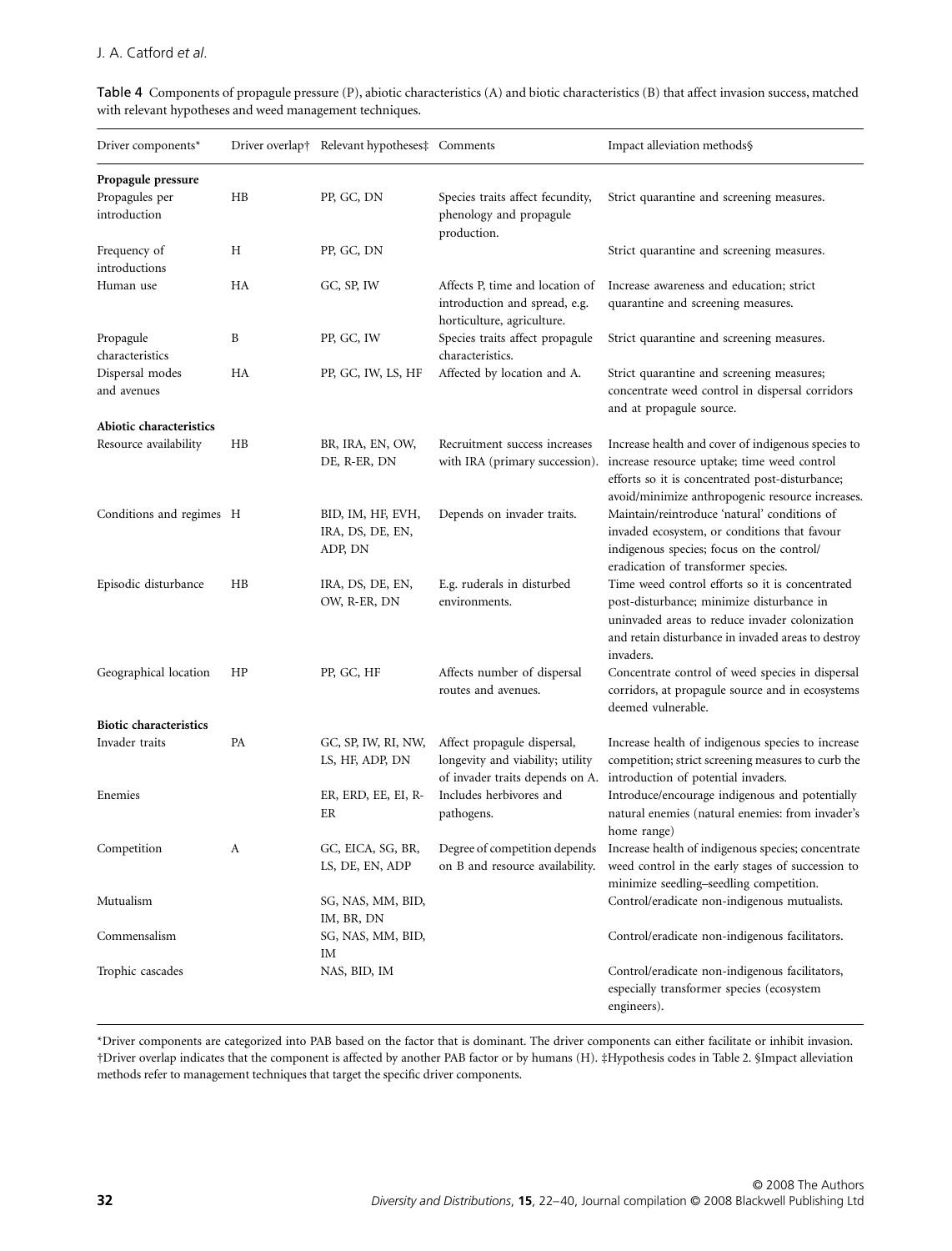Table 4 Components of propagule pressure (P), abiotic characteristics (A) and biotic characteristics (B) that affect invasion success, matched with relevant hypotheses and weed management techniques.

| Driver components* | Driver overlap† | Relevant hypotheses‡ | Comments | Impact alleviation methods§ |
|---|---|---|---|---|
| **Propagule pressure** | | | | |
| Propagules per introduction | HB | PP, GC, DN | Species traits affect fecundity, phenology and propagule production. | Strict quarantine and screening measures. |
| Frequency of introductions | H | PP, GC, DN | | Strict quarantine and screening measures. |
| Human use | HA | GC, SP, IW | Affects P, time and location of introduction and spread, e.g. horticulture, agriculture. | Increase awareness and education; strict quarantine and screening measures. |
| Propagule characteristics | B | PP, GC, IW | Species traits affect propagule characteristics. | Strict quarantine and screening measures. |
| Dispersal modes and avenues | HA | PP, GC, IW, LS, HF | Affected by location and A. | Strict quarantine and screening measures; concentrate weed control in dispersal corridors and at propagule source. |
| **Abiotic characteristics** | | | | |
| Resource availability | HB | BR, IRA, EN, OW, DE, R-ER, DN | Recruitment success increases with IRA (primary succession). | Increase health and cover of indigenous species to increase resource uptake; time weed control efforts so it is concentrated post-disturbance; avoid/minimize anthropogenic resource increases. |
| Conditions and regimes | H | BID, IM, HF, EVH, IRA, DS, DE, EN, ADP, DN | Depends on invader traits. | Maintain/reintroduce 'natural' conditions of invaded ecosystem, or conditions that favour indigenous species; focus on the control/eradication of transformer species. |
| Episodic disturbance | HB | IRA, DS, DE, EN, OW, R-ER, DN | E.g. ruderals in disturbed environments. | Time weed control efforts so it is concentrated post-disturbance; minimize disturbance in uninvaded areas to reduce invader colonization and retain disturbance in invaded areas to destroy invaders. |
| Geographical location | HP | PP, GC, HF | Affects number of dispersal routes and avenues. | Concentrate control of weed species in dispersal corridors, at propagule source and in ecosystems deemed vulnerable. |
| **Biotic characteristics** | | | | |
| Invader traits | PA | GC, SP, IW, RI, NW, LS, HF, ADP, DN | Affect propagule dispersal, longevity and viability; utility of invader traits depends on A. | Increase health of indigenous species to increase competition; strict screening measures to curb the introduction of potential invaders. |
| Enemies | | ER, ERD, EE, EI, R-ER | Includes herbivores and pathogens. | Introduce/encourage indigenous and potentially natural enemies (natural enemies: from invader's home range) |
| Competition | A | GC, EICA, SG, BR, LS, DE, EN, ADP | Degree of competition depends on B and resource availability. | Increase health of indigenous species; concentrate weed control in the early stages of succession to minimize seedling–seedling competition. |
| Mutualism | | SG, NAS, MM, BID, IM, BR, DN | | Control/eradicate non-indigenous mutualists. |
| Commensalism | | SG, NAS, MM, BID, IM | | Control/eradicate non-indigenous facilitators. |
| Trophic cascades | | NAS, BID, IM | | Control/eradicate non-indigenous facilitators, especially transformer species (ecosystem engineers). |

*Driver components are categorized into PAB based on the factor that is dominant. The driver components can either facilitate or inhibit invasion. †Driver overlap indicates that the component is affected by another PAB factor or by humans (H). ‡Hypothesis codes in Table 2. §Impact alleviation methods refer to management techniques that target the specific driver components.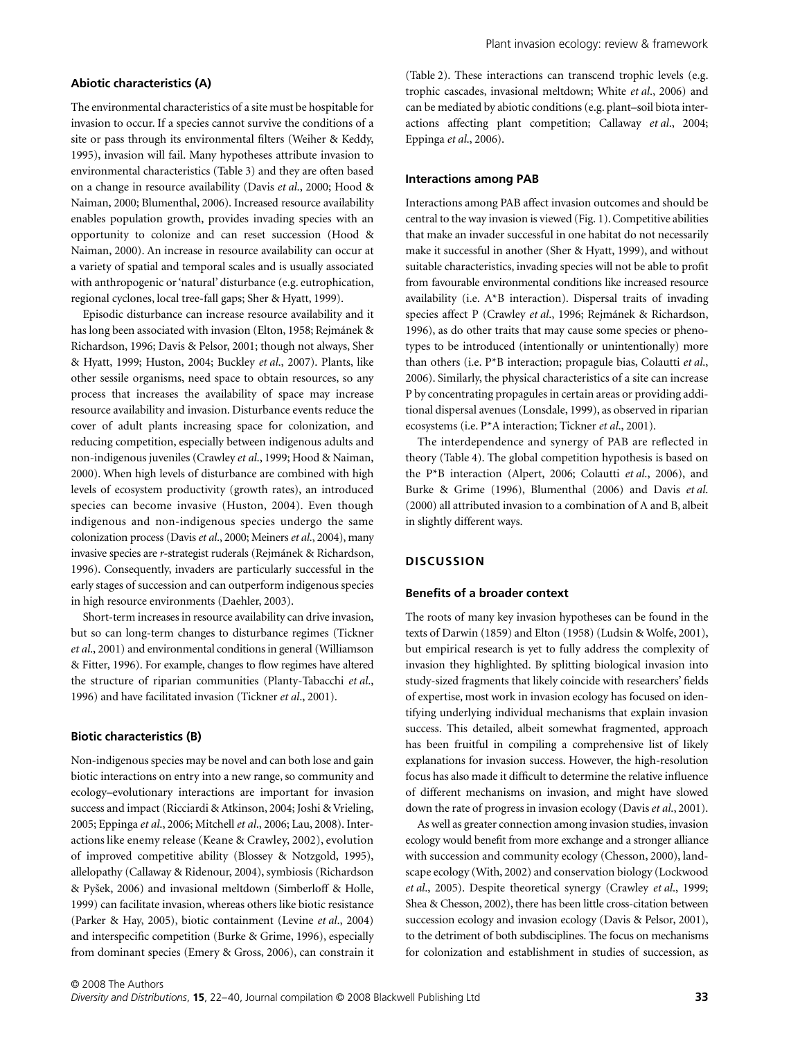### Abiotic characteristics (A)

The environmental characteristics of a site must be hospitable for invasion to occur. If a species cannot survive the conditions of a site or pass through its environmental filters (Weiher & Keddy, 1995), invasion will fail. Many hypotheses attribute invasion to environmental characteristics (Table 3) and they are often based on a change in resource availability (Davis *et al*., 2000; Hood & Naiman, 2000; Blumenthal, 2006). Increased resource availability enables population growth, provides invading species with an opportunity to colonize and can reset succession (Hood & Naiman, 2000). An increase in resource availability can occur at a variety of spatial and temporal scales and is usually associated with anthropogenic or 'natural' disturbance (e.g. eutrophication, regional cyclones, local tree-fall gaps; Sher & Hyatt, 1999).

Episodic disturbance can increase resource availability and it has long been associated with invasion (Elton, 1958; Rejmánek & Richardson, 1996; Davis & Pelsor, 2001; though not always, Sher & Hyatt, 1999; Huston, 2004; Buckley *et al*., 2007). Plants, like other sessile organisms, need space to obtain resources, so any process that increases the availability of space may increase resource availability and invasion. Disturbance events reduce the cover of adult plants increasing space for colonization, and reducing competition, especially between indigenous adults and non-indigenous juveniles (Crawley *et al*., 1999; Hood & Naiman, 2000). When high levels of disturbance are combined with high levels of ecosystem productivity (growth rates), an introduced species can become invasive (Huston, 2004). Even though indigenous and non-indigenous species undergo the same colonization process (Davis *et al*., 2000; Meiners *et al*., 2004), many invasive species are *r*-strategist ruderals (Rejmánek & Richardson, 1996). Consequently, invaders are particularly successful in the early stages of succession and can outperform indigenous species in high resource environments (Daehler, 2003).

Short-term increases in resource availability can drive invasion, but so can long-term changes to disturbance regimes (Tickner *et al*., 2001) and environmental conditions in general (Williamson & Fitter, 1996). For example, changes to flow regimes have altered the structure of riparian communities (Planty-Tabacchi *et al*., 1996) and have facilitated invasion (Tickner *et al*., 2001).

### Biotic characteristics (B)

Non-indigenous species may be novel and can both lose and gain biotic interactions on entry into a new range, so community and ecology–evolutionary interactions are important for invasion success and impact (Ricciardi & Atkinson, 2004; Joshi & Vrieling, 2005; Eppinga *et al*., 2006; Mitchell *et al*., 2006; Lau, 2008). Interactions like enemy release (Keane & Crawley, 2002), evolution of improved competitive ability (Blossey & Notzgold, 1995), allelopathy (Callaway & Ridenour, 2004), symbiosis (Richardson & Pyšek, 2006) and invasional meltdown (Simberloff & Holle, 1999) can facilitate invasion, whereas others like biotic resistance (Parker & Hay, 2005), biotic containment (Levine *et al*., 2004) and interspecific competition (Burke & Grime, 1996), especially from dominant species (Emery & Gross, 2006), can constrain it (Table 2). These interactions can transcend trophic levels (e.g. trophic cascades, invasional meltdown; White *et al*., 2006) and can be mediated by abiotic conditions (e.g. plant–soil biota interactions affecting plant competition; Callaway *et al*., 2004; Eppinga *et al*., 2006).

### Interactions among PAB

Interactions among PAB affect invasion outcomes and should be central to the way invasion is viewed (Fig. 1). Competitive abilities that make an invader successful in one habitat do not necessarily make it successful in another (Sher & Hyatt, 1999), and without suitable characteristics, invading species will not be able to profit from favourable environmental conditions like increased resource availability (i.e. A*B interaction). Dispersal traits of invading species affect P (Crawley *et al*., 1996; Rejmánek & Richardson, 1996), as do other traits that may cause some species or phenotypes to be introduced (intentionally or unintentionally) more than others (i.e. P*B interaction; propagule bias, Colautti *et al*., 2006). Similarly, the physical characteristics of a site can increase P by concentrating propagules in certain areas or providing additional dispersal avenues (Lonsdale, 1999), as observed in riparian ecosystems (i.e. P*A interaction; Tickner *et al*., 2001).

The interdependence and synergy of PAB are reflected in theory (Table 4). The global competition hypothesis is based on the P*B interaction (Alpert, 2006; Colautti *et al*., 2006), and Burke & Grime (1996), Blumenthal (2006) and Davis *et al.* (2000) all attributed invasion to a combination of A and B, albeit in slightly different ways.

## DISCUSSION

### Benefits of a broader context

The roots of many key invasion hypotheses can be found in the texts of Darwin (1859) and Elton (1958) (Ludsin & Wolfe, 2001), but empirical research is yet to fully address the complexity of invasion they highlighted. By splitting biological invasion into study-sized fragments that likely coincide with researchers' fields of expertise, most work in invasion ecology has focused on identifying underlying individual mechanisms that explain invasion success. This detailed, albeit somewhat fragmented, approach has been fruitful in compiling a comprehensive list of likely explanations for invasion success. However, the high-resolution focus has also made it difficult to determine the relative influence of different mechanisms on invasion, and might have slowed down the rate of progress in invasion ecology (Davis *et al*., 2001).

As well as greater connection among invasion studies, invasion ecology would benefit from more exchange and a stronger alliance with succession and community ecology (Chesson, 2000), landscape ecology (With, 2002) and conservation biology (Lockwood *et al*., 2005). Despite theoretical synergy (Crawley *et al*., 1999; Shea & Chesson, 2002), there has been little cross-citation between succession ecology and invasion ecology (Davis & Pelsor, 2001), to the detriment of both subdisciplines. The focus on mechanisms for colonization and establishment in studies of succession, as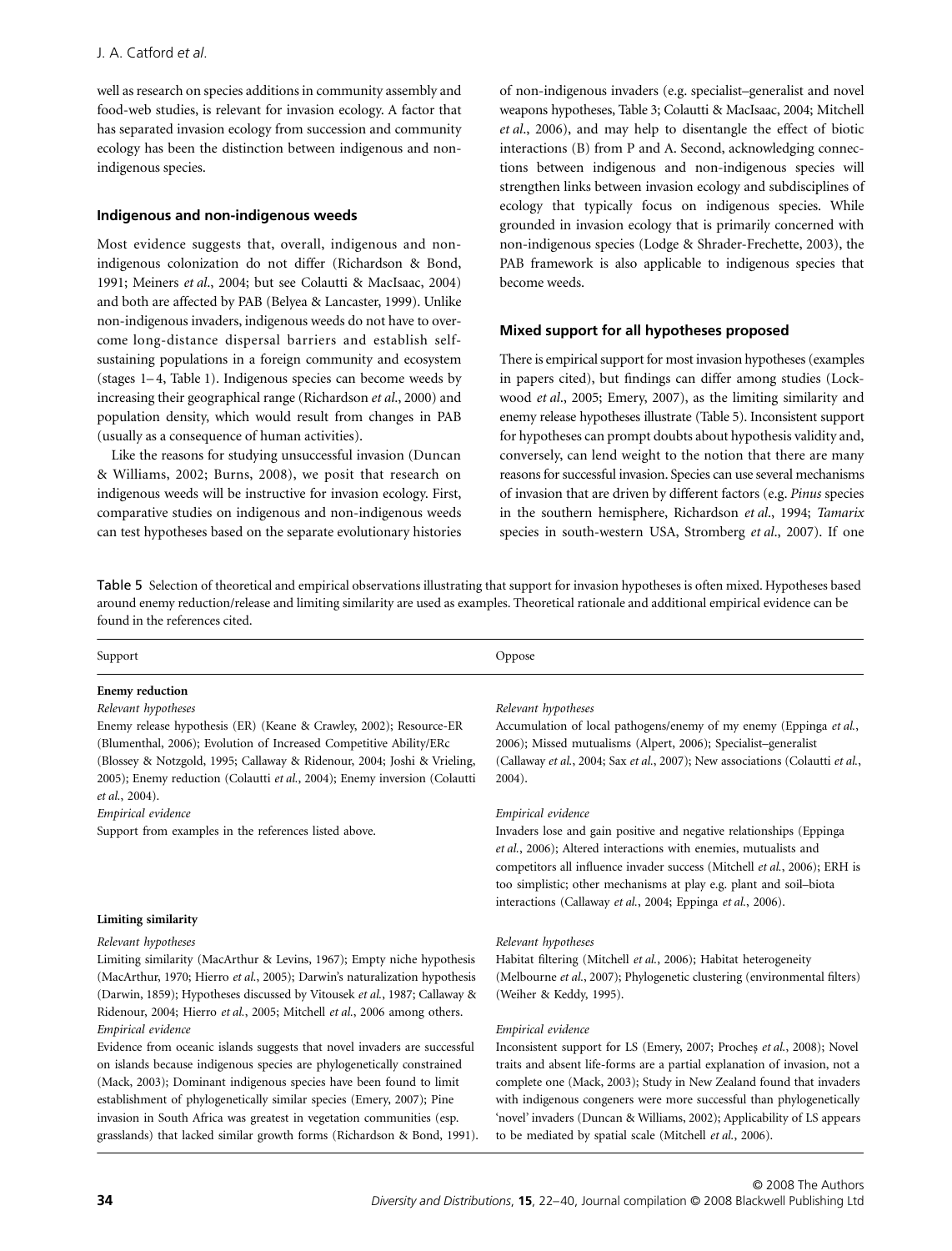well as research on species additions in community assembly and food-web studies, is relevant for invasion ecology. A factor that has separated invasion ecology from succession and community ecology has been the distinction between indigenous and non-indigenous species.

### Indigenous and non-indigenous weeds

Most evidence suggests that, overall, indigenous and non-indigenous colonization do not differ (Richardson & Bond, 1991; Meiners *et al*., 2004; but see Colautti & MacIsaac, 2004) and both are affected by PAB (Belyea & Lancaster, 1999). Unlike non-indigenous invaders, indigenous weeds do not have to overcome long-distance dispersal barriers and establish self-sustaining populations in a foreign community and ecosystem (stages 1–4, Table 1). Indigenous species can become weeds by increasing their geographical range (Richardson *et al*., 2000) and population density, which would result from changes in PAB (usually as a consequence of human activities).

Like the reasons for studying unsuccessful invasion (Duncan & Williams, 2002; Burns, 2008), we posit that research on indigenous weeds will be instructive for invasion ecology. First, comparative studies on indigenous and non-indigenous weeds can test hypotheses based on the separate evolutionary histories of non-indigenous invaders (e.g. specialist–generalist and novel weapons hypotheses, Table 3; Colautti & MacIsaac, 2004; Mitchell *et al*., 2006), and may help to disentangle the effect of biotic interactions (B) from P and A. Second, acknowledging connections between indigenous and non-indigenous species will strengthen links between invasion ecology and subdisciplines of ecology that typically focus on indigenous species. While grounded in invasion ecology that is primarily concerned with non-indigenous species (Lodge & Shrader-Frechette, 2003), the PAB framework is also applicable to indigenous species that become weeds.

### Mixed support for all hypotheses proposed

There is empirical support for most invasion hypotheses (examples in papers cited), but findings can differ among studies (Lockwood *et al*., 2005; Emery, 2007), as the limiting similarity and enemy release hypotheses illustrate (Table 5). Inconsistent support for hypotheses can prompt doubts about hypothesis validity and, conversely, can lend weight to the notion that there are many reasons for successful invasion. Species can use several mechanisms of invasion that are driven by different factors (e.g. *Pinus* species in the southern hemisphere, Richardson *et al*., 1994; *Tamarix* species in south-western USA, Stromberg *et al*., 2007). If one

Table 5 Selection of theoretical and empirical observations illustrating that support for invasion hypotheses is often mixed. Hypotheses based around enemy reduction/release and limiting similarity are used as examples. Theoretical rationale and additional empirical evidence can be found in the references cited.

| Support | Oppose |
|---|---|
| **Enemy reduction** | |
| *Relevant hypotheses* | *Relevant hypotheses* |
| Enemy release hypothesis (ER) (Keane & Crawley, 2002); Resource-ER (Blumenthal, 2006); Evolution of Increased Competitive Ability/ERc (Blossey & Notzgold, 1995; Callaway & Ridenour, 2004; Joshi & Vrieling, 2005); Enemy reduction (Colautti *et al*., 2004); Enemy inversion (Colautti *et al*., 2004). | Accumulation of local pathogens/enemy of my enemy (Eppinga *et al*., 2006); Missed mutualisms (Alpert, 2006); Specialist–generalist (Callaway *et al*., 2004; Sax *et al*., 2007); New associations (Colautti *et al*., 2004). |
| *Empirical evidence* | *Empirical evidence* |
| Support from examples in the references listed above. | Invaders lose and gain positive and negative relationships (Eppinga *et al*., 2006); Altered interactions with enemies, mutualists and competitors all influence invader success (Mitchell *et al*., 2006); ERH is too simplistic; other mechanisms at play e.g. plant and soil–biota interactions (Callaway *et al*., 2004; Eppinga *et al*., 2006). |
| **Limiting similarity** | |
| *Relevant hypotheses* | *Relevant hypotheses* |
| Limiting similarity (MacArthur & Levins, 1967); Empty niche hypothesis (MacArthur, 1970; Hierro *et al*., 2005); Darwin's naturalization hypothesis (Darwin, 1859); Hypotheses discussed by Vitousek *et al*., 1987; Callaway & Ridenour, 2004; Hierro *et al*., 2005; Mitchell *et al*., 2006 among others. | Habitat filtering (Mitchell *et al*., 2006); Habitat heterogeneity (Melbourne *et al*., 2007); Phylogenetic clustering (environmental filters) (Weiher & Keddy, 1995). |
| *Empirical evidence* | *Empirical evidence* |
| Evidence from oceanic islands suggests that novel invaders are successful on islands because indigenous species are phylogenetically constrained (Mack, 2003); Dominant indigenous species have been found to limit establishment of phylogenetically similar species (Emery, 2007); Pine invasion in South Africa was greatest in vegetation communities (esp. grasslands) that lacked similar growth forms (Richardson & Bond, 1991). | Inconsistent support for LS (Emery, 2007; Procheș *et al*., 2008); Novel traits and absent life-forms are a partial explanation of invasion, not a complete one (Mack, 2003); Study in New Zealand found that invaders with indigenous congeners were more successful than phylogenetically 'novel' invaders (Duncan & Williams, 2002); Applicability of LS appears to be mediated by spatial scale (Mitchell *et al*., 2006). |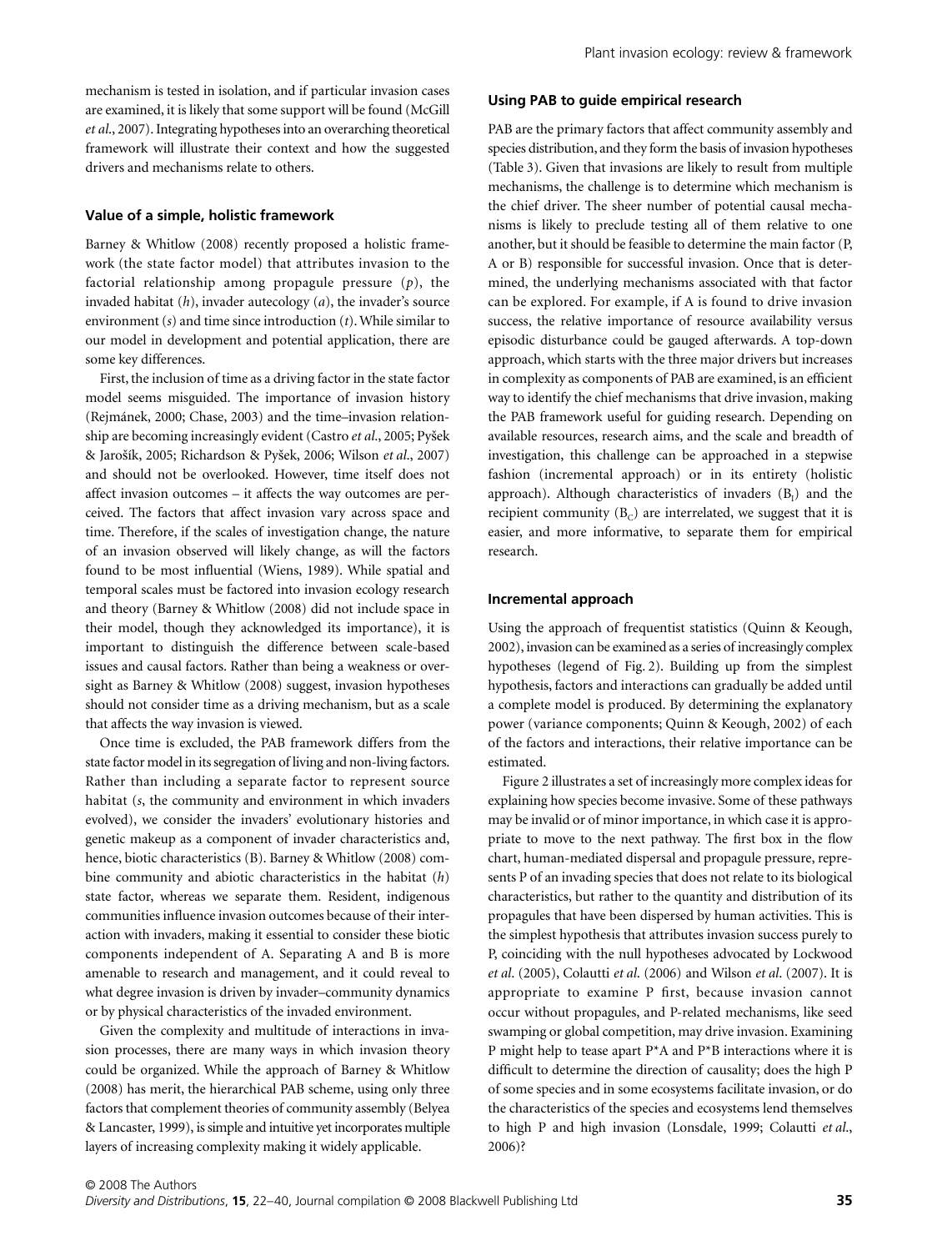mechanism is tested in isolation, and if particular invasion cases are examined, it is likely that some support will be found (McGill *et al.*, 2007). Integrating hypotheses into an overarching theoretical framework will illustrate their context and how the suggested drivers and mechanisms relate to others.

### Value of a simple, holistic framework

Barney & Whitlow (2008) recently proposed a holistic framework (the state factor model) that attributes invasion to the factorial relationship among propagule pressure (*p*), the invaded habitat (*h*), invader autecology (*a*), the invader's source environment (*s*) and time since introduction (*t*). While similar to our model in development and potential application, there are some key differences.

First, the inclusion of time as a driving factor in the state factor model seems misguided. The importance of invasion history (Rejmánek, 2000; Chase, 2003) and the time–invasion relationship are becoming increasingly evident (Castro *et al.*, 2005; Pyšek & Jarošík, 2005; Richardson & Pyšek, 2006; Wilson *et al.*, 2007) and should not be overlooked. However, time itself does not affect invasion outcomes – it affects the way outcomes are perceived. The factors that affect invasion vary across space and time. Therefore, if the scales of investigation change, the nature of an invasion observed will likely change, as will the factors found to be most influential (Wiens, 1989). While spatial and temporal scales must be factored into invasion ecology research and theory (Barney & Whitlow (2008) did not include space in their model, though they acknowledged its importance), it is important to distinguish the difference between scale-based issues and causal factors. Rather than being a weakness or oversight as Barney & Whitlow (2008) suggest, invasion hypotheses should not consider time as a driving mechanism, but as a scale that affects the way invasion is viewed.

Once time is excluded, the PAB framework differs from the state factor model in its segregation of living and non-living factors. Rather than including a separate factor to represent source habitat (*s*, the community and environment in which invaders evolved), we consider the invaders' evolutionary histories and genetic makeup as a component of invader characteristics and, hence, biotic characteristics (B). Barney & Whitlow (2008) combine community and abiotic characteristics in the habitat (*h*) state factor, whereas we separate them. Resident, indigenous communities influence invasion outcomes because of their interaction with invaders, making it essential to consider these biotic components independent of A. Separating A and B is more amenable to research and management, and it could reveal to what degree invasion is driven by invader–community dynamics or by physical characteristics of the invaded environment.

Given the complexity and multitude of interactions in invasion processes, there are many ways in which invasion theory could be organized. While the approach of Barney & Whitlow (2008) has merit, the hierarchical PAB scheme, using only three factors that complement theories of community assembly (Belyea & Lancaster, 1999), is simple and intuitive yet incorporates multiple layers of increasing complexity making it widely applicable.

### Using PAB to guide empirical research

PAB are the primary factors that affect community assembly and species distribution, and they form the basis of invasion hypotheses (Table 3). Given that invasions are likely to result from multiple mechanisms, the challenge is to determine which mechanism is the chief driver. The sheer number of potential causal mechanisms is likely to preclude testing all of them relative to one another, but it should be feasible to determine the main factor (P, A or B) responsible for successful invasion. Once that is determined, the underlying mechanisms associated with that factor can be explored. For example, if A is found to drive invasion success, the relative importance of resource availability versus episodic disturbance could be gauged afterwards. A top-down approach, which starts with the three major drivers but increases in complexity as components of PAB are examined, is an efficient way to identify the chief mechanisms that drive invasion, making the PAB framework useful for guiding research. Depending on available resources, research aims, and the scale and breadth of investigation, this challenge can be approached in a stepwise fashion (incremental approach) or in its entirety (holistic approach). Although characteristics of invaders ($B_I$) and the recipient community ($B_C$) are interrelated, we suggest that it is easier, and more informative, to separate them for empirical research.

### Incremental approach

Using the approach of frequentist statistics (Quinn & Keough, 2002), invasion can be examined as a series of increasingly complex hypotheses (legend of Fig. 2). Building up from the simplest hypothesis, factors and interactions can gradually be added until a complete model is produced. By determining the explanatory power (variance components; Quinn & Keough, 2002) of each of the factors and interactions, their relative importance can be estimated.

Figure 2 illustrates a set of increasingly more complex ideas for explaining how species become invasive. Some of these pathways may be invalid or of minor importance, in which case it is appropriate to move to the next pathway. The first box in the flow chart, human-mediated dispersal and propagule pressure, represents P of an invading species that does not relate to its biological characteristics, but rather to the quantity and distribution of its propagules that have been dispersed by human activities. This is the simplest hypothesis that attributes invasion success purely to P, coinciding with the null hypotheses advocated by Lockwood *et al.* (2005), Colautti *et al.* (2006) and Wilson *et al.* (2007). It is appropriate to examine P first, because invasion cannot occur without propagules, and P-related mechanisms, like seed swamping or global competition, may drive invasion. Examining P might help to tease apart P*A and P*B interactions where it is difficult to determine the direction of causality; does the high P of some species and in some ecosystems facilitate invasion, or do the characteristics of the species and ecosystems lend themselves to high P and high invasion (Lonsdale, 1999; Colautti *et al.*, 2006)?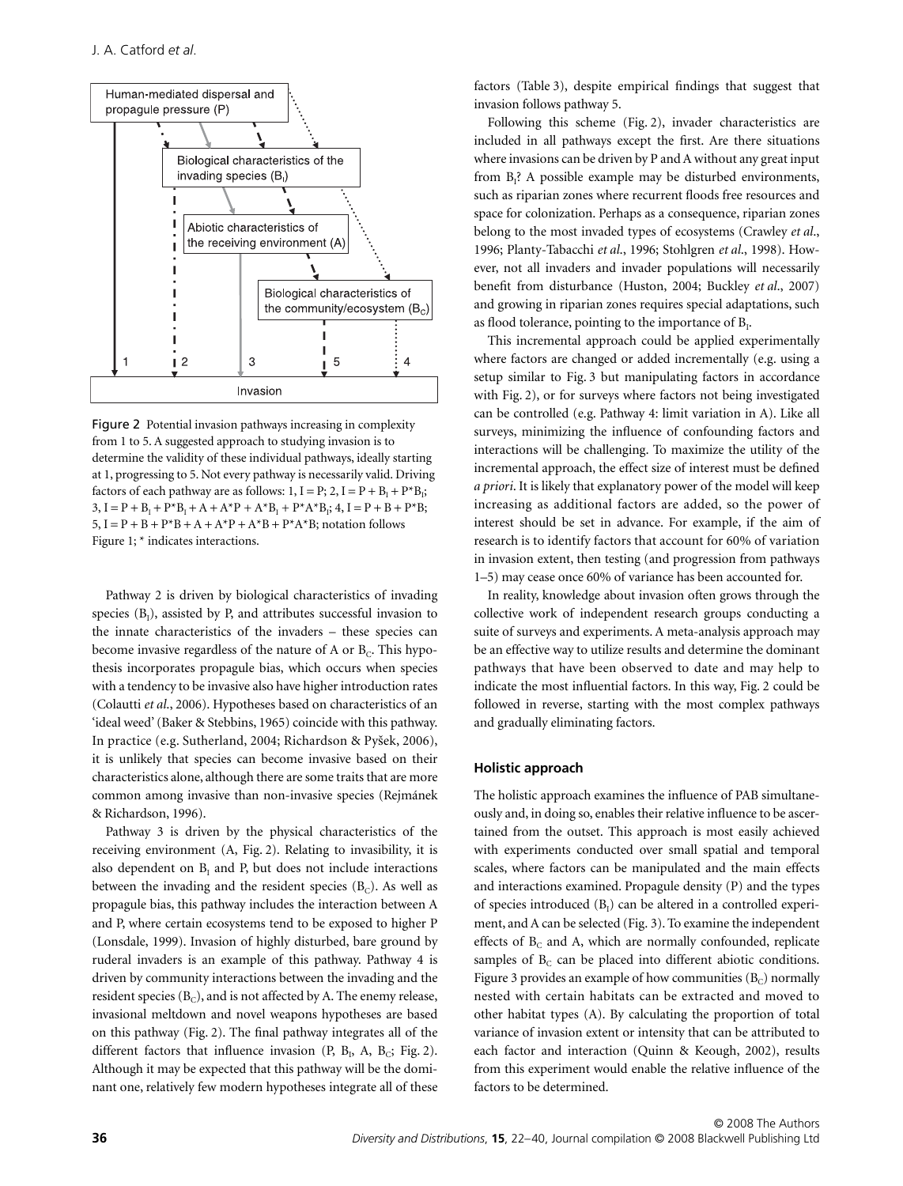Figure 2 Potential invasion pathways increasing in complexity from 1 to 5. A suggested approach to studying invasion is to determine the validity of these individual pathways, ideally starting at 1, progressing to 5. Not every pathway is necessarily valid. Driving factors of each pathway are as follows: 1, $I = P$; 2, $I = P + B_I + P{*}B_I$; 3, $I = P + B_I + P{*}B_I + A + A{*}P + A{*}B_I + P{*}A{*}B_I$; 4, $I = P + B + P{*}B$; 5, $I = P + B + P{*}B + A + A{*}P + A{*}B + P{*}A{*}B$; notation follows Figure 1; * indicates interactions.

Pathway 2 is driven by biological characteristics of invading species ($B_I$), assisted by P, and attributes successful invasion to the innate characteristics of the invaders – these species can become invasive regardless of the nature of A or $B_C$. This hypothesis incorporates propagule bias, which occurs when species with a tendency to be invasive also have higher introduction rates (Colautti *et al*., 2006). Hypotheses based on characteristics of an 'ideal weed' (Baker & Stebbins, 1965) coincide with this pathway. In practice (e.g. Sutherland, 2004; Richardson & Pyšek, 2006), it is unlikely that species can become invasive based on their characteristics alone, although there are some traits that are more common among invasive than non-invasive species (Rejmánek & Richardson, 1996).

Pathway 3 is driven by the physical characteristics of the receiving environment (A, Fig. 2). Relating to invasibility, it is also dependent on $B_I$ and P, but does not include interactions between the invading and the resident species ($B_C$). As well as propagule bias, this pathway includes the interaction between A and P, where certain ecosystems tend to be exposed to higher P (Lonsdale, 1999). Invasion of highly disturbed, bare ground by ruderal invaders is an example of this pathway. Pathway 4 is driven by community interactions between the invading and the resident species ($B_C$), and is not affected by A. The enemy release, invasional meltdown and novel weapons hypotheses are based on this pathway (Fig. 2). The final pathway integrates all of the different factors that influence invasion (P, $B_I$, A, $B_C$; Fig. 2). Although it may be expected that this pathway will be the dominant one, relatively few modern hypotheses integrate all of these factors (Table 3), despite empirical findings that suggest that invasion follows pathway 5.

Following this scheme (Fig. 2), invader characteristics are included in all pathways except the first. Are there situations where invasions can be driven by P and A without any great input from $B_I$? A possible example may be disturbed environments, such as riparian zones where recurrent floods free resources and space for colonization. Perhaps as a consequence, riparian zones belong to the most invaded types of ecosystems (Crawley *et al*., 1996; Planty-Tabacchi *et al*., 1996; Stohlgren *et al*., 1998). However, not all invaders and invader populations will necessarily benefit from disturbance (Huston, 2004; Buckley *et al*., 2007) and growing in riparian zones requires special adaptations, such as flood tolerance, pointing to the importance of $B_I$.

This incremental approach could be applied experimentally where factors are changed or added incrementally (e.g. using a setup similar to Fig. 3 but manipulating factors in accordance with Fig. 2), or for surveys where factors not being investigated can be controlled (e.g. Pathway 4: limit variation in A). Like all surveys, minimizing the influence of confounding factors and interactions will be challenging. To maximize the utility of the incremental approach, the effect size of interest must be defined *a priori*. It is likely that explanatory power of the model will keep increasing as additional factors are added, so the power of interest should be set in advance. For example, if the aim of research is to identify factors that account for 60% of variation in invasion extent, then testing (and progression from pathways 1–5) may cease once 60% of variance has been accounted for.

In reality, knowledge about invasion often grows through the collective work of independent research groups conducting a suite of surveys and experiments. A meta-analysis approach may be an effective way to utilize results and determine the dominant pathways that have been observed to date and may help to indicate the most influential factors. In this way, Fig. 2 could be followed in reverse, starting with the most complex pathways and gradually eliminating factors.

### Holistic approach

The holistic approach examines the influence of PAB simultaneously and, in doing so, enables their relative influence to be ascertained from the outset. This approach is most easily achieved with experiments conducted over small spatial and temporal scales, where factors can be manipulated and the main effects and interactions examined. Propagule density (P) and the types of species introduced ($B_I$) can be altered in a controlled experiment, and A can be selected (Fig. 3). To examine the independent effects of $B_C$ and A, which are normally confounded, replicate samples of $B_C$ can be placed into different abiotic conditions. Figure 3 provides an example of how communities ($B_C$) normally nested with certain habitats can be extracted and moved to other habitat types (A). By calculating the proportion of total variance of invasion extent or intensity that can be attributed to each factor and interaction (Quinn & Keough, 2002), results from this experiment would enable the relative influence of the factors to be determined.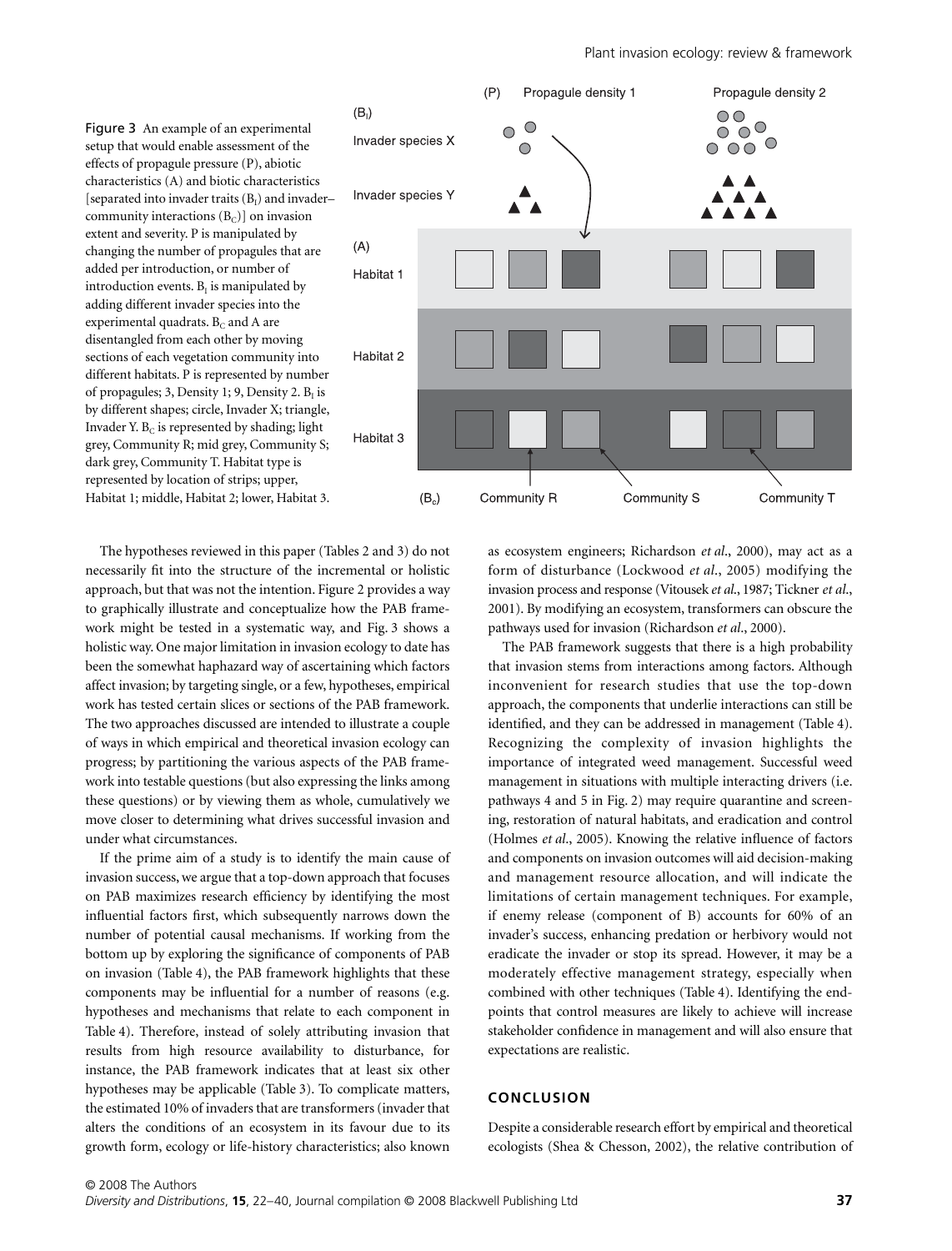Figure 3 An example of an experimental setup that would enable assessment of the effects of propagule pressure (P), abiotic characteristics (A) and biotic characteristics [separated into invader traits ($B_I$) and invader–community interactions ($B_C$)] on invasion extent and severity. P is manipulated by changing the number of propagules that are added per introduction, or number of introduction events. $B_I$ is manipulated by adding different invader species into the experimental quadrats. $B_C$ and A are disentangled from each other by moving sections of each vegetation community into different habitats. P is represented by number of propagules; 3, Density 1; 9, Density 2. $B_I$ is by different shapes; circle, Invader X; triangle, Invader Y. $B_C$ is represented by shading; light grey, Community R; mid grey, Community S; dark grey, Community T. Habitat type is represented by location of strips; upper, Habitat 1; middle, Habitat 2; lower, Habitat 3.

The hypotheses reviewed in this paper (Tables 2 and 3) do not necessarily fit into the structure of the incremental or holistic approach, but that was not the intention. Figure 2 provides a way to graphically illustrate and conceptualize how the PAB framework might be tested in a systematic way, and Fig. 3 shows a holistic way. One major limitation in invasion ecology to date has been the somewhat haphazard way of ascertaining which factors affect invasion; by targeting single, or a few, hypotheses, empirical work has tested certain slices or sections of the PAB framework. The two approaches discussed are intended to illustrate a couple of ways in which empirical and theoretical invasion ecology can progress; by partitioning the various aspects of the PAB framework into testable questions (but also expressing the links among these questions) or by viewing them as whole, cumulatively we move closer to determining what drives successful invasion and under what circumstances.

If the prime aim of a study is to identify the main cause of invasion success, we argue that a top-down approach that focuses on PAB maximizes research efficiency by identifying the most influential factors first, which subsequently narrows down the number of potential causal mechanisms. If working from the bottom up by exploring the significance of components of PAB on invasion (Table 4), the PAB framework highlights that these components may be influential for a number of reasons (e.g. hypotheses and mechanisms that relate to each component in Table 4). Therefore, instead of solely attributing invasion that results from high resource availability to disturbance, for instance, the PAB framework indicates that at least six other hypotheses may be applicable (Table 3). To complicate matters, the estimated 10% of invaders that are transformers (invader that alters the conditions of an ecosystem in its favour due to its growth form, ecology or life-history characteristics; also known as ecosystem engineers; Richardson *et al*., 2000), may act as a form of disturbance (Lockwood *et al*., 2005) modifying the invasion process and response (Vitousek *et al*., 1987; Tickner *et al*., 2001). By modifying an ecosystem, transformers can obscure the pathways used for invasion (Richardson *et al*., 2000).

The PAB framework suggests that there is a high probability that invasion stems from interactions among factors. Although inconvenient for research studies that use the top-down approach, the components that underlie interactions can still be identified, and they can be addressed in management (Table 4). Recognizing the complexity of invasion highlights the importance of integrated weed management. Successful weed management in situations with multiple interacting drivers (i.e. pathways 4 and 5 in Fig. 2) may require quarantine and screening, restoration of natural habitats, and eradication and control (Holmes *et al*., 2005). Knowing the relative influence of factors and components on invasion outcomes will aid decision-making and management resource allocation, and will indicate the limitations of certain management techniques. For example, if enemy release (component of B) accounts for 60% of an invader's success, enhancing predation or herbivory would not eradicate the invader or stop its spread. However, it may be a moderately effective management strategy, especially when combined with other techniques (Table 4). Identifying the end-points that control measures are likely to achieve will increase stakeholder confidence in management and will also ensure that expectations are realistic.

## CONCLUSION

Despite a considerable research effort by empirical and theoretical ecologists (Shea & Chesson, 2002), the relative contribution of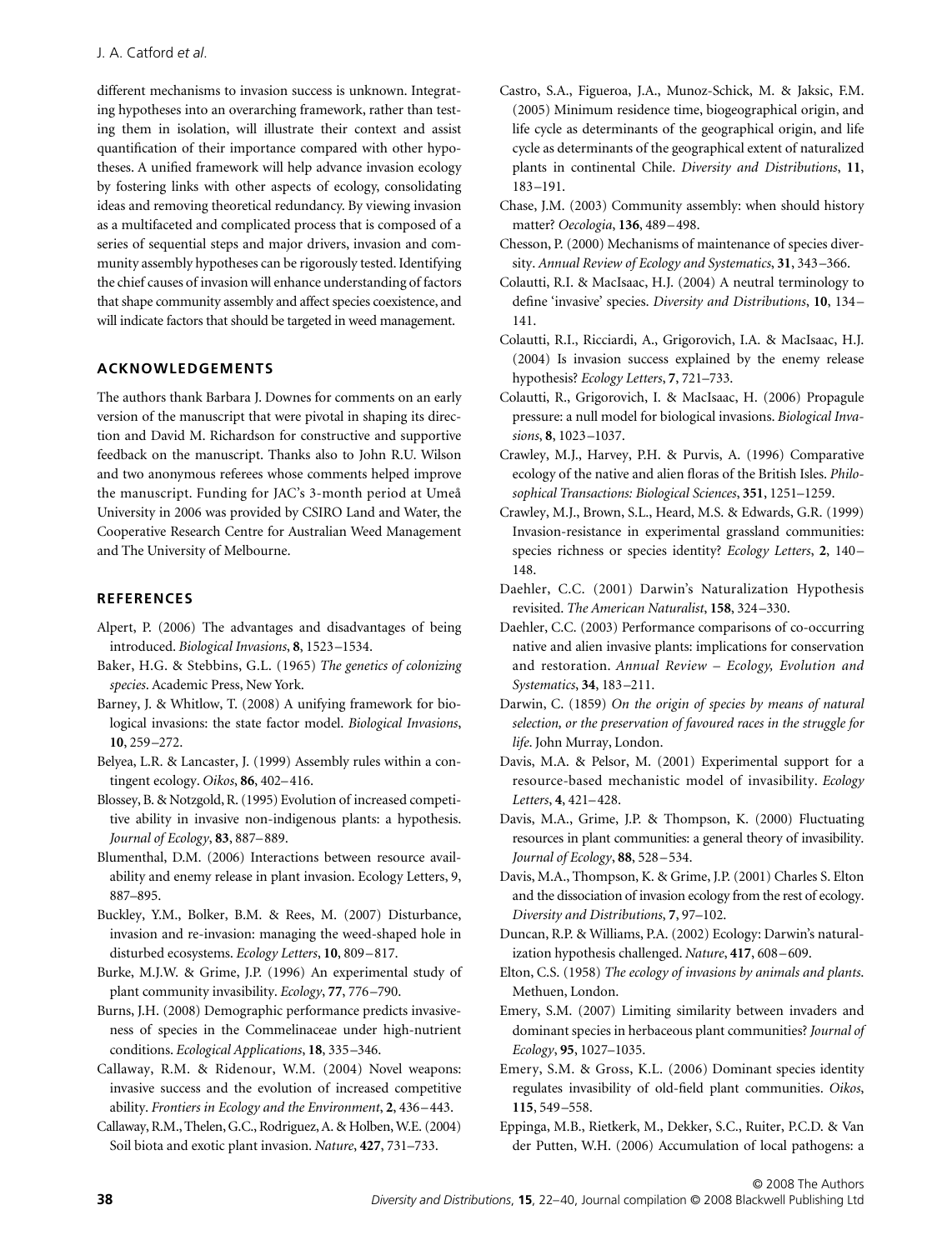different mechanisms to invasion success is unknown. Integrating hypotheses into an overarching framework, rather than testing them in isolation, will illustrate their context and assist quantification of their importance compared with other hypotheses. A unified framework will help advance invasion ecology by fostering links with other aspects of ecology, consolidating ideas and removing theoretical redundancy. By viewing invasion as a multifaceted and complicated process that is composed of a series of sequential steps and major drivers, invasion and community assembly hypotheses can be rigorously tested. Identifying the chief causes of invasion will enhance understanding of factors that shape community assembly and affect species coexistence, and will indicate factors that should be targeted in weed management.

## ACKNOWLEDGEMENTS

The authors thank Barbara J. Downes for comments on an early version of the manuscript that were pivotal in shaping its direction and David M. Richardson for constructive and supportive feedback on the manuscript. Thanks also to John R.U. Wilson and two anonymous referees whose comments helped improve the manuscript. Funding for JAC's 3-month period at Umeå University in 2006 was provided by CSIRO Land and Water, the Cooperative Research Centre for Australian Weed Management and The University of Melbourne.

## REFERENCES

Alpert, P. (2006) The advantages and disadvantages of being introduced. *Biological Invasions*, **8**, 1523–1534.

Baker, H.G. & Stebbins, G.L. (1965) *The genetics of colonizing species*. Academic Press, New York.

Barney, J. & Whitlow, T. (2008) A unifying framework for biological invasions: the state factor model. *Biological Invasions*, **10**, 259–272.

Belyea, L.R. & Lancaster, J. (1999) Assembly rules within a contingent ecology. *Oikos*, **86**, 402–416.

Blossey, B. & Notzgold, R. (1995) Evolution of increased competitive ability in invasive non-indigenous plants: a hypothesis. *Journal of Ecology*, **83**, 887–889.

Blumenthal, D.M. (2006) Interactions between resource availability and enemy release in plant invasion. Ecology Letters, 9, 887–895.

Buckley, Y.M., Bolker, B.M. & Rees, M. (2007) Disturbance, invasion and re-invasion: managing the weed-shaped hole in disturbed ecosystems. *Ecology Letters*, **10**, 809–817.

Burke, M.J.W. & Grime, J.P. (1996) An experimental study of plant community invasibility. *Ecology*, **77**, 776–790.

Burns, J.H. (2008) Demographic performance predicts invasiveness of species in the Commelinaceae under high-nutrient conditions. *Ecological Applications*, **18**, 335–346.

Callaway, R.M. & Ridenour, W.M. (2004) Novel weapons: invasive success and the evolution of increased competitive ability. *Frontiers in Ecology and the Environment*, **2**, 436–443.

Callaway, R.M., Thelen, G.C., Rodriguez, A. & Holben, W.E. (2004) Soil biota and exotic plant invasion. *Nature*, **427**, 731–733.

Castro, S.A., Figueroa, J.A., Munoz-Schick, M. & Jaksic, F.M. (2005) Minimum residence time, biogeographical origin, and life cycle as determinants of the geographical origin, and life cycle as determinants of the geographical extent of naturalized plants in continental Chile. *Diversity and Distributions*, **11**, 183–191.

Chase, J.M. (2003) Community assembly: when should history matter? *Oecologia*, **136**, 489–498.

Chesson, P. (2000) Mechanisms of maintenance of species diversity. *Annual Review of Ecology and Systematics*, **31**, 343–366.

Colautti, R.I. & MacIsaac, H.J. (2004) A neutral terminology to define 'invasive' species. *Diversity and Distributions*, **10**, 134–141.

Colautti, R.I., Ricciardi, A., Grigorovich, I.A. & MacIsaac, H.J. (2004) Is invasion success explained by the enemy release hypothesis? *Ecology Letters*, **7**, 721–733.

Colautti, R., Grigorovich, I. & MacIsaac, H. (2006) Propagule pressure: a null model for biological invasions. *Biological Invasions*, **8**, 1023–1037.

Crawley, M.J., Harvey, P.H. & Purvis, A. (1996) Comparative ecology of the native and alien floras of the British Isles. *Philosophical Transactions: Biological Sciences*, **351**, 1251–1259.

Crawley, M.J., Brown, S.L., Heard, M.S. & Edwards, G.R. (1999) Invasion-resistance in experimental grassland communities: species richness or species identity? *Ecology Letters*, **2**, 140–148.

Daehler, C.C. (2001) Darwin's Naturalization Hypothesis revisited. *The American Naturalist*, **158**, 324–330.

Daehler, C.C. (2003) Performance comparisons of co-occurring native and alien invasive plants: implications for conservation and restoration. *Annual Review – Ecology, Evolution and Systematics*, **34**, 183–211.

Darwin, C. (1859) *On the origin of species by means of natural selection, or the preservation of favoured races in the struggle for life*. John Murray, London.

Davis, M.A. & Pelsor, M. (2001) Experimental support for a resource-based mechanistic model of invasibility. *Ecology Letters*, **4**, 421–428.

Davis, M.A., Grime, J.P. & Thompson, K. (2000) Fluctuating resources in plant communities: a general theory of invasibility. *Journal of Ecology*, **88**, 528–534.

Davis, M.A., Thompson, K. & Grime, J.P. (2001) Charles S. Elton and the dissociation of invasion ecology from the rest of ecology. *Diversity and Distributions*, **7**, 97–102.

Duncan, R.P. & Williams, P.A. (2002) Ecology: Darwin's naturalization hypothesis challenged. *Nature*, **417**, 608–609.

Elton, C.S. (1958) *The ecology of invasions by animals and plants*. Methuen, London.

Emery, S.M. (2007) Limiting similarity between invaders and dominant species in herbaceous plant communities? *Journal of Ecology*, **95**, 1027–1035.

Emery, S.M. & Gross, K.L. (2006) Dominant species identity regulates invasibility of old-field plant communities. *Oikos*, **115**, 549–558.

Eppinga, M.B., Rietkerk, M., Dekker, S.C., Ruiter, P.C.D. & Van der Putten, W.H. (2006) Accumulation of local pathogens: a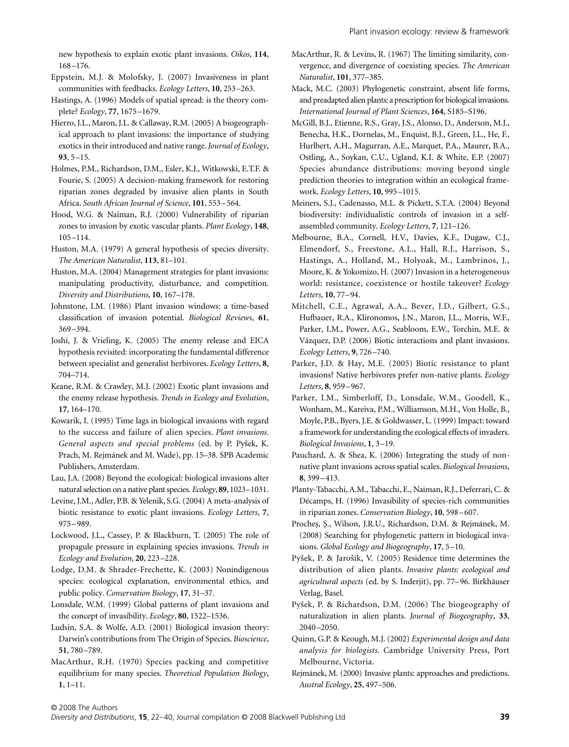new hypothesis to explain exotic plant invasions. *Oikos*, **114**, 168–176.

Eppstein, M.J. & Molofsky, J. (2007) Invasiveness in plant communities with feedbacks. *Ecology Letters*, **10**, 253–263.

Hastings, A. (1996) Models of spatial spread: is the theory complete? *Ecology*, **77**, 1675–1679.

Hierro, J.L., Maron, J.L. & Callaway, R.M. (2005) A biogeographical approach to plant invasions: the importance of studying exotics in their introduced and native range. *Journal of Ecology*, **93**, 5–15.

Holmes, P.M., Richardson, D.M., Esler, K.J., Witkowski, E.T.F. & Fourie, S. (2005) A decision-making framework for restoring riparian zones degraded by invasive alien plants in South Africa. *South African Journal of Science*, **101**, 553–564.

Hood, W.G. & Naiman, R.J. (2000) Vulnerability of riparian zones to invasion by exotic vascular plants. *Plant Ecology*, **148**, 105–114.

Huston, M.A. (1979) A general hypothesis of species diversity. *The American Naturalist*, **113**, 81–101.

Huston, M.A. (2004) Management strategies for plant invasions: manipulating productivity, disturbance, and competition. *Diversity and Distributions*, **10**, 167–178.

Johnstone, I.M. (1986) Plant invasion windows: a time-based classification of invasion potential. *Biological Reviews*, **61**, 369–394.

Joshi, J. & Vrieling, K. (2005) The enemy release and EICA hypothesis revisited: incorporating the fundamental difference between specialist and generalist herbivores. *Ecology Letters*, **8**, 704–714.

Keane, R.M. & Crawley, M.J. (2002) Exotic plant invasions and the enemy release hypothesis. *Trends in Ecology and Evolution*, **17**, 164–170.

Kowarik, I. (1995) Time lags in biological invasions with regard to the success and failure of alien species. *Plant invasions. General aspects and special problems* (ed. by P. Pyšek, K. Prach, M. Rejmánek and M. Wade), pp. 15–38. SPB Academic Publishers, Amsterdam.

Lau, J.A. (2008) Beyond the ecological: biological invasions alter natural selection on a native plant species. *Ecology*, **89**, 1023–1031.

Levine, J.M., Adler, P.B. & Yelenik, S.G. (2004) A meta-analysis of biotic resistance to exotic plant invasions. *Ecology Letters*, **7**, 975–989.

Lockwood, J.L., Cassey, P. & Blackburn, T. (2005) The role of propagule pressure in explaining species invasions. *Trends in Ecology and Evolution*, **20**, 223–228.

Lodge, D.M. & Shrader-Frechette, K. (2003) Nonindigenous species: ecological explanation, environmental ethics, and public policy. *Conservation Biology*, **17**, 31–37.

Lonsdale, W.M. (1999) Global patterns of plant invasions and the concept of invasibility. *Ecology*, **80**, 1522–1536.

Ludsin, S.A. & Wolfe, A.D. (2001) Biological invasion theory: Darwin's contributions from The Origin of Species. *Bioscience*, **51**, 780–789.

MacArthur, R.H. (1970) Species packing and competitive equilibrium for many species. *Theoretical Population Biology*, **1**, 1–11.

MacArthur, R. & Levins, R. (1967) The limiting similarity, convergence, and divergence of coexisting species. *The American Naturalist*, **101**, 377–385.

Mack, M.C. (2003) Phylogenetic constraint, absent life forms, and preadapted alien plants: a prescription for biological invasions. *International Journal of Plant Sciences*, **164**, S185–S196.

McGill, B.J., Etienne, R.S., Gray, J.S., Alonso, D., Anderson, M.J., Benecha, H.K., Dornelas, M., Enquist, B.J., Green, J.L., He, F., Hurlbert, A.H., Magurran, A.E., Marquet, P.A., Maurer, B.A., Ostling, A., Soykan, C.U., Ugland, K.I. & White, E.P. (2007) Species abundance distributions: moving beyond single prediction theories to integration within an ecological framework. *Ecology Letters*, **10**, 995–1015.

Meiners, S.J., Cadenasso, M.L. & Pickett, S.T.A. (2004) Beyond biodiversity: individualistic controls of invasion in a self-assembled community. *Ecology Letters*, **7**, 121–126.

Melbourne, B.A., Cornell, H.V., Davies, K.F., Dugaw, C.J., Elmendorf, S., Freestone, A.L., Hall, R.J., Harrison, S., Hastings, A., Holland, M., Holyoak, M., Lambrinos, J., Moore, K. & Yokomizo, H. (2007) Invasion in a heterogeneous world: resistance, coexistence or hostile takeover? *Ecology Letters*, **10**, 77–94.

Mitchell, C.E., Agrawal, A.A., Bever, J.D., Gilbert, G.S., Hufbauer, R.A., Klironomos, J.N., Maron, J.L., Morris, W.F., Parker, I.M., Power, A.G., Seabloom, E.W., Torchin, M.E. & Vázquez, D.P. (2006) Biotic interactions and plant invasions. *Ecology Letters*, **9**, 726–740.

Parker, J.D. & Hay, M.E. (2005) Biotic resistance to plant invasions? Native herbivores prefer non-native plants. *Ecology Letters*, **8**, 959–967.

Parker, I.M., Simberloff, D., Lonsdale, W.M., Goodell, K., Wonham, M., Kareiva, P.M., Williamson, M.H., Von Holle, B., Moyle, P.B., Byers, J.E. & Goldwasser, L. (1999) Impact: toward a framework for understanding the ecological effects of invaders. *Biological Invasions*, **1**, 3–19.

Pauchard, A. & Shea, K. (2006) Integrating the study of non-native plant invasions across spatial scales. *Biological Invasions*, **8**, 399–413.

Planty-Tabacchi, A.M., Tabacchi, E., Naiman, R.J., Deferrari, C. & Décamps, H. (1996) Invasibility of species-rich communities in riparian zones. *Conservation Biology*, **10**, 598–607.

Procheş, Ş., Wilson, J.R.U., Richardson, D.M. & Rejmánek, M. (2008) Searching for phylogenetic pattern in biological invasions. *Global Ecology and Biogeography*, **17**, 5–10.

Pyšek, P. & Jarošík, V. (2005) Residence time determines the distribution of alien plants. *Invasive plants: ecological and agricultural aspects* (ed. by S. Inderjit), pp. 77–96. Birkhäuser Verlag, Basel.

Pyšek, P. & Richardson, D.M. (2006) The biogeography of naturalization in alien plants. *Journal of Biogeography*, **33**, 2040–2050.

Quinn, G.P. & Keough, M.J. (2002) *Experimental design and data analysis for biologists*. Cambridge University Press, Port Melbourne, Victoria.

Rejmánek, M. (2000) Invasive plants: approaches and predictions. *Austral Ecology*, **25**, 497–506.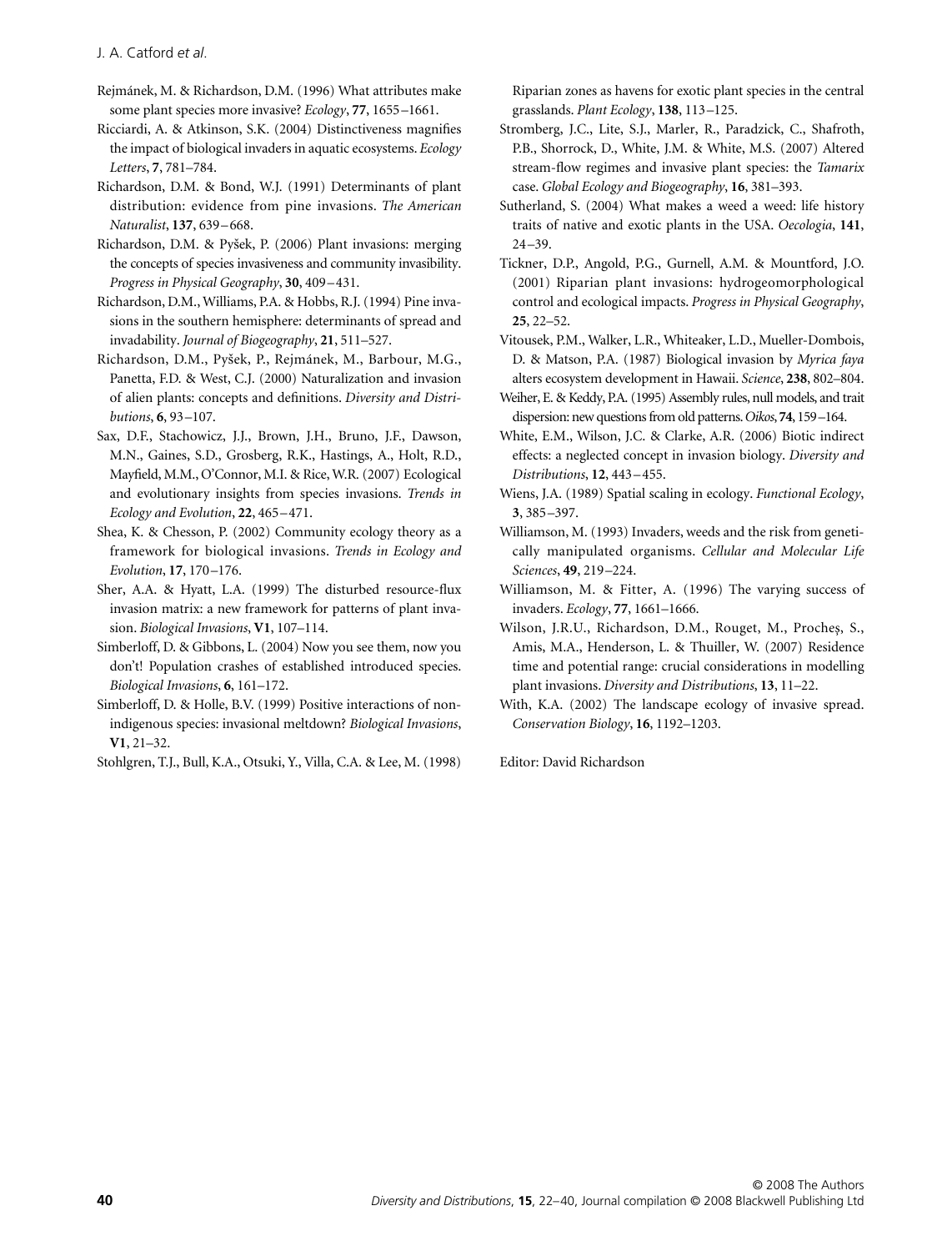Rejmánek, M. & Richardson, D.M. (1996) What attributes make some plant species more invasive? *Ecology*, **77**, 1655–1661.

Ricciardi, A. & Atkinson, S.K. (2004) Distinctiveness magnifies the impact of biological invaders in aquatic ecosystems. *Ecology Letters*, **7**, 781–784.

Richardson, D.M. & Bond, W.J. (1991) Determinants of plant distribution: evidence from pine invasions. *The American Naturalist*, **137**, 639–668.

Richardson, D.M. & Pyšek, P. (2006) Plant invasions: merging the concepts of species invasiveness and community invasibility. *Progress in Physical Geography*, **30**, 409–431.

Richardson, D.M., Williams, P.A. & Hobbs, R.J. (1994) Pine invasions in the southern hemisphere: determinants of spread and invadability. *Journal of Biogeography*, **21**, 511–527.

Richardson, D.M., Pyšek, P., Rejmánek, M., Barbour, M.G., Panetta, F.D. & West, C.J. (2000) Naturalization and invasion of alien plants: concepts and definitions. *Diversity and Distributions*, **6**, 93–107.

Sax, D.F., Stachowicz, J.J., Brown, J.H., Bruno, J.F., Dawson, M.N., Gaines, S.D., Grosberg, R.K., Hastings, A., Holt, R.D., Mayfield, M.M., O'Connor, M.I. & Rice, W.R. (2007) Ecological and evolutionary insights from species invasions. *Trends in Ecology and Evolution*, **22**, 465–471.

Shea, K. & Chesson, P. (2002) Community ecology theory as a framework for biological invasions. *Trends in Ecology and Evolution*, **17**, 170–176.

Sher, A.A. & Hyatt, L.A. (1999) The disturbed resource-flux invasion matrix: a new framework for patterns of plant invasion. *Biological Invasions*, **V1**, 107–114.

Simberloff, D. & Gibbons, L. (2004) Now you see them, now you don't! Population crashes of established introduced species. *Biological Invasions*, **6**, 161–172.

Simberloff, D. & Holle, B.V. (1999) Positive interactions of nonindigenous species: invasional meltdown? *Biological Invasions*, **V1**, 21–32.

Stohlgren, T.J., Bull, K.A., Otsuki, Y., Villa, C.A. & Lee, M. (1998) Riparian zones as havens for exotic plant species in the central grasslands. *Plant Ecology*, **138**, 113–125.

Stromberg, J.C., Lite, S.J., Marler, R., Paradzick, C., Shafroth, P.B., Shorrock, D., White, J.M. & White, M.S. (2007) Altered stream-flow regimes and invasive plant species: the *Tamarix* case. *Global Ecology and Biogeography*, **16**, 381–393.

Sutherland, S. (2004) What makes a weed a weed: life history traits of native and exotic plants in the USA. *Oecologia*, **141**, 24–39.

Tickner, D.P., Angold, P.G., Gurnell, A.M. & Mountford, J.O. (2001) Riparian plant invasions: hydrogeomorphological control and ecological impacts. *Progress in Physical Geography*, **25**, 22–52.

Vitousek, P.M., Walker, L.R., Whiteaker, L.D., Mueller-Dombois, D. & Matson, P.A. (1987) Biological invasion by *Myrica faya* alters ecosystem development in Hawaii. *Science*, **238**, 802–804.

Weiher, E. & Keddy, P.A. (1995) Assembly rules, null models, and trait dispersion: new questions from old patterns. *Oikos*, **74**, 159–164.

White, E.M., Wilson, J.C. & Clarke, A.R. (2006) Biotic indirect effects: a neglected concept in invasion biology. *Diversity and Distributions*, **12**, 443–455.

Wiens, J.A. (1989) Spatial scaling in ecology. *Functional Ecology*, **3**, 385–397.

Williamson, M. (1993) Invaders, weeds and the risk from genetically manipulated organisms. *Cellular and Molecular Life Sciences*, **49**, 219–224.

Williamson, M. & Fitter, A. (1996) The varying success of invaders. *Ecology*, **77**, 1661–1666.

Wilson, J.R.U., Richardson, D.M., Rouget, M., Procheş, S., Amis, M.A., Henderson, L. & Thuiller, W. (2007) Residence time and potential range: crucial considerations in modelling plant invasions. *Diversity and Distributions*, **13**, 11–22.

With, K.A. (2002) The landscape ecology of invasive spread. *Conservation Biology*, **16**, 1192–1203.

Editor: David Richardson